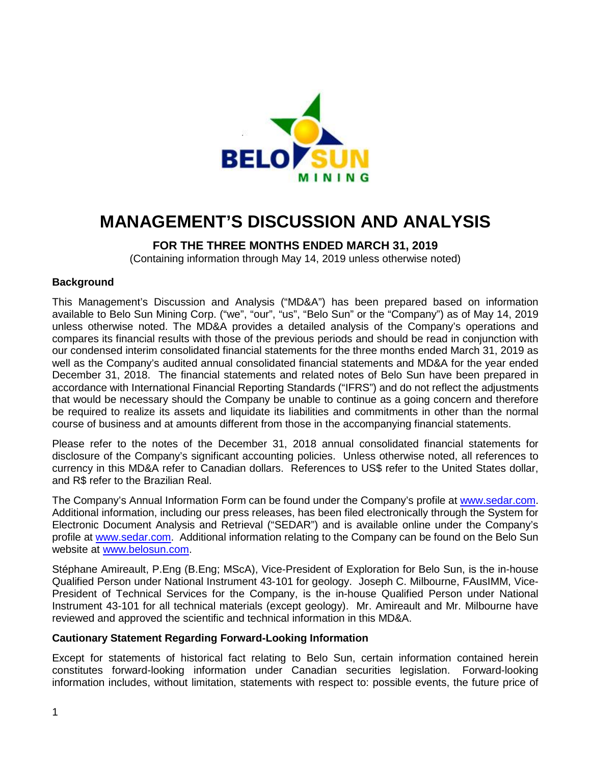# MANAGEMENT'S DISCUSSION AND ANALYSIS

## FOR THE THREE MONTHS ENDED MARCH 31, 2019

(Containing information through May 14, 2019 unless otherwise noted)

### Background

This Management's Discussion and Analysis ("MD&A") has been prepared based on information available to Belo Sun Mining Corp. ("we", "our", "us", "Belo Sun" or the "Company") as of May 14, 2019 unless otherwise noted. The MD&A provides a detailed analysis of the Company's operations and compares its financial results with those of the previous periods and should be read in conjunction with our condensed interim consolidated financial statements for the three months ended March 31, 2019 as well as the Company's audited annual consolidated financial statements and MD&A for the year ended December 31, 2018. The financial statements and related notes of Belo Sun have been prepared in accordance with International Financial Reporting Standards ("IFRS") and do not reflect the adjustments that would be necessary should the Company be unable to continue as a going concern and therefore be required to realize its assets and liquidate its liabilities and commitments in other than the normal course of business and at amounts different from those in the accompanying financial statements.

Please refer to the notes of the December 31, 2018 annual consolidated financial statements for disclosure of the Company's significant accounting policies. Unless otherwise noted, all references to currency in this MD&A refer to Canadian dollars. References to US$ refer to the United States dollar, and R$ refer to the Brazilian Real.

The Company's Annual Information Form can be found under the Company's profile at www.sedar.com. Additional information, including our press releases, has been filed electronically through the System for Electronic Document Analysis and Retrieval ("SEDAR") and is available online under the Company's profile at www.sedar.com. Additional information relating to the Company can be found on the Belo Sun website at www.belosun.com.

Stéphane Amireault, P.Eng (B.Eng; MScA), Vice-President of Exploration for Belo Sun, is the in-house Qualified Person under National Instrument 43-101 for geology. Joseph C. Milbourne, FAusIMM, Vice-President of Technical Services for the Company, is the in-house Qualified Person under National Instrument 43-101 for all technical materials (except geology). Mr. Amireault and Mr. Milbourne have reviewed and approved the scientific and technical information in this MD&A.

### Cautionary Statement Regarding Forward-Looking Information

Except for statements of historical fact relating to Belo Sun, certain information contained herein constitutes forward-looking information under Canadian securities legislation. Forward-looking information includes, without limitation, statements with respect to: possible events, the future price of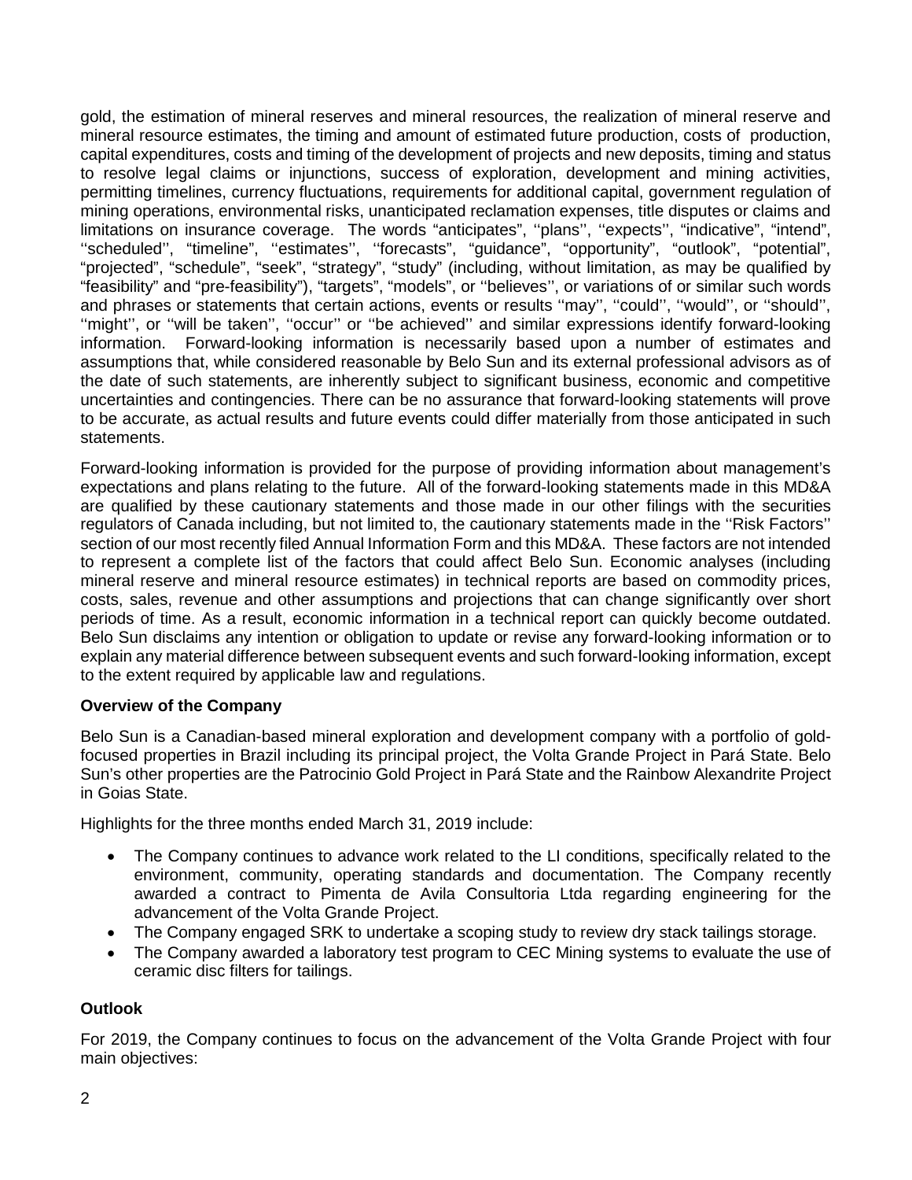gold, the estimation of mineral reserves and mineral resources, the realization of mineral reserve and mineral resource estimates, the timing and amount of estimated future production, costs of production, capital expenditures, costs and timing of the development of projects and new deposits, timing and status to resolve legal claims or injunctions, success of exploration, development and mining activities, permitting timelines, currency fluctuations, requirements for additional capital, government regulation of mining operations, environmental risks, unanticipated reclamation expenses, title disputes or claims and limitations on insurance coverage. The words "anticipates", ''plans'', ''expects'', "indicative", "intend", ''scheduled'', "timeline", ''estimates'', ''forecasts", "guidance", "opportunity", "outlook", "potential", "projected", "schedule", "seek", "strategy", "study" (including, without limitation, as may be qualified by "feasibility" and "pre-feasibility"), "targets", "models", or ''believes'', or variations of or similar such words and phrases or statements that certain actions, events or results ''may'', ''could'', ''would'', or ''should'', ''might'', or ''will be taken'', ''occur'' or ''be achieved'' and similar expressions identify forward-looking information. Forward-looking information is necessarily based upon a number of estimates and assumptions that, while considered reasonable by Belo Sun and its external professional advisors as of the date of such statements, are inherently subject to significant business, economic and competitive uncertainties and contingencies. There can be no assurance that forward-looking statements will prove to be accurate, as actual results and future events could differ materially from those anticipated in such statements.

Forward-looking information is provided for the purpose of providing information about management's expectations and plans relating to the future. All of the forward-looking statements made in this MD&A are qualified by these cautionary statements and those made in our other filings with the securities regulators of Canada including, but not limited to, the cautionary statements made in the ''Risk Factors'' section of our most recently filed Annual Information Form and this MD&A. These factors are not intended to represent a complete list of the factors that could affect Belo Sun. Economic analyses (including mineral reserve and mineral resource estimates) in technical reports are based on commodity prices, costs, sales, revenue and other assumptions and projections that can change significantly over short periods of time. As a result, economic information in a technical report can quickly become outdated. Belo Sun disclaims any intention or obligation to update or revise any forward-looking information or to explain any material difference between subsequent events and such forward-looking information, except to the extent required by applicable law and regulations.

**Overview of the Company**

Belo Sun is a Canadian-based mineral exploration and development company with a portfolio of gold-focused properties in Brazil including its principal project, the Volta Grande Project in Pará State. Belo Sun's other properties are the Patrocinio Gold Project in Pará State and the Rainbow Alexandrite Project in Goias State.

Highlights for the three months ended March 31, 2019 include:

- The Company continues to advance work related to the LI conditions, specifically related to the environment, community, operating standards and documentation. The Company recently awarded a contract to Pimenta de Avila Consultoria Ltda regarding engineering for the advancement of the Volta Grande Project.
- The Company engaged SRK to undertake a scoping study to review dry stack tailings storage.
- The Company awarded a laboratory test program to CEC Mining systems to evaluate the use of ceramic disc filters for tailings.

**Outlook**

For 2019, the Company continues to focus on the advancement of the Volta Grande Project with four main objectives: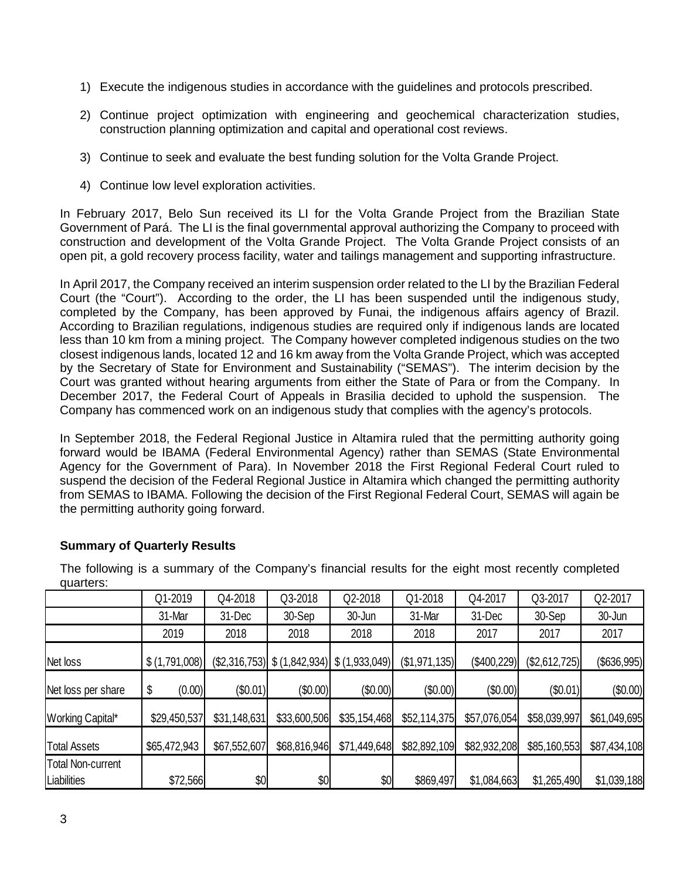1) Execute the indigenous studies in accordance with the guidelines and protocols prescribed.

2) Continue project optimization with engineering and geochemical characterization studies, construction planning optimization and capital and operational cost reviews.

3) Continue to seek and evaluate the best funding solution for the Volta Grande Project.

4) Continue low level exploration activities.

In February 2017, Belo Sun received its LI for the Volta Grande Project from the Brazilian State Government of Pará. The LI is the final governmental approval authorizing the Company to proceed with construction and development of the Volta Grande Project. The Volta Grande Project consists of an open pit, a gold recovery process facility, water and tailings management and supporting infrastructure.

In April 2017, the Company received an interim suspension order related to the LI by the Brazilian Federal Court (the "Court"). According to the order, the LI has been suspended until the indigenous study, completed by the Company, has been approved by Funai, the indigenous affairs agency of Brazil. According to Brazilian regulations, indigenous studies are required only if indigenous lands are located less than 10 km from a mining project. The Company however completed indigenous studies on the two closest indigenous lands, located 12 and 16 km away from the Volta Grande Project, which was accepted by the Secretary of State for Environment and Sustainability ("SEMAS"). The interim decision by the Court was granted without hearing arguments from either the State of Para or from the Company. In December 2017, the Federal Court of Appeals in Brasilia decided to uphold the suspension. The Company has commenced work on an indigenous study that complies with the agency's protocols.

In September 2018, the Federal Regional Justice in Altamira ruled that the permitting authority going forward would be IBAMA (Federal Environmental Agency) rather than SEMAS (State Environmental Agency for the Government of Para). In November 2018 the First Regional Federal Court ruled to suspend the decision of the Federal Regional Justice in Altamira which changed the permitting authority from SEMAS to IBAMA. Following the decision of the First Regional Federal Court, SEMAS will again be the permitting authority going forward.

**Summary of Quarterly Results**

The following is a summary of the Company's financial results for the eight most recently completed quarters:

| | Q1-2019 | Q4-2018 | Q3-2018 | Q2-2018 | Q1-2018 | Q4-2017 | Q3-2017 | Q2-2017 |
|---|---|---|---|---|---|---|---|---|
| | 31-Mar | 31-Dec | 30-Sep | 30-Jun | 31-Mar | 31-Dec | 30-Sep | 30-Jun |
| | 2019 | 2018 | 2018 | 2018 | 2018 | 2017 | 2017 | 2017 |
| Net loss | $ (1,791,008) | ($2,316,753) | $ (1,842,934) | $ (1,933,049) | ($1,971,135) | ($400,229) | ($2,612,725) | ($636,995) |
| Net loss per share | $ (0.00) | ($0.01) | ($0.00) | ($0.00) | ($0.00) | ($0.00) | ($0.01) | ($0.00) |
| Working Capital* | $29,450,537 | $31,148,631 | $33,600,506 | $35,154,468 | $52,114,375 | $57,076,054 | $58,039,997 | $61,049,695 |
| Total Assets | $65,472,943 | $67,552,607 | $68,816,946 | $71,449,648 | $82,892,109 | $82,932,208 | $85,160,553 | $87,434,108 |
| Total Non-current Liabilities | $72,566 | $0 | $0 | $0 | $869,497 | $1,084,663 | $1,265,490 | $1,039,188 |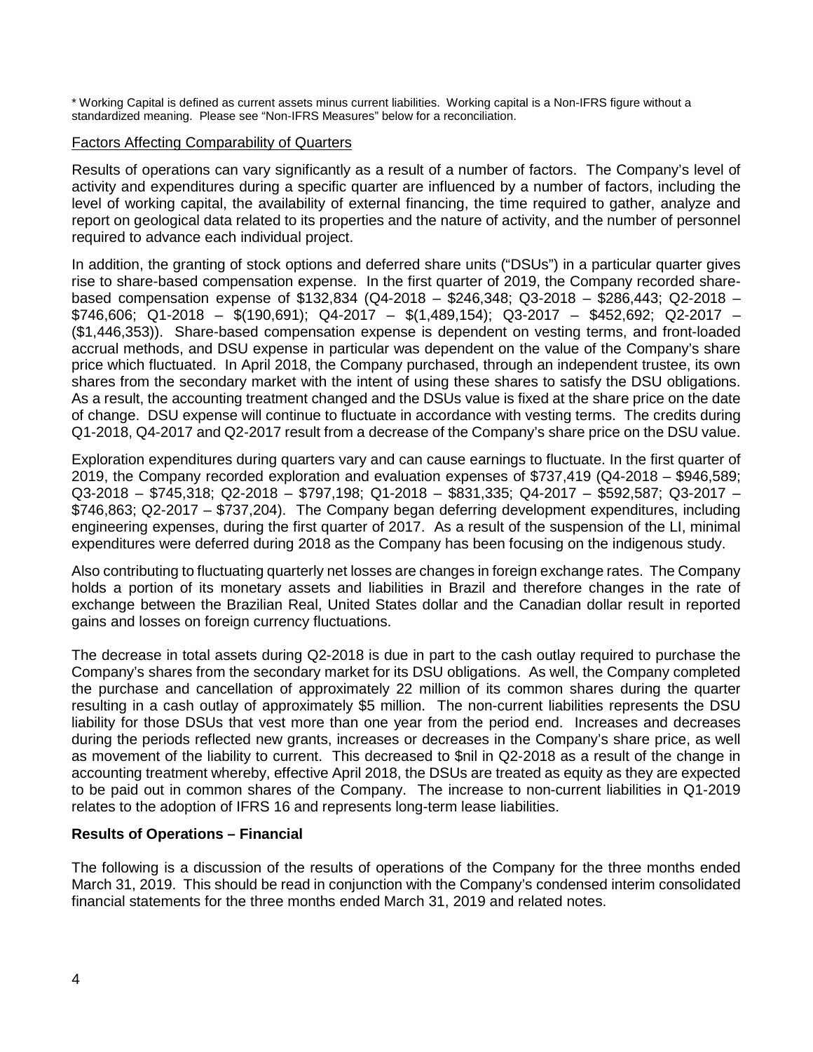* Working Capital is defined as current assets minus current liabilities. Working capital is a Non-IFRS figure without a standardized meaning. Please see "Non-IFRS Measures" below for a reconciliation.

Factors Affecting Comparability of Quarters

Results of operations can vary significantly as a result of a number of factors. The Company's level of activity and expenditures during a specific quarter are influenced by a number of factors, including the level of working capital, the availability of external financing, the time required to gather, analyze and report on geological data related to its properties and the nature of activity, and the number of personnel required to advance each individual project.

In addition, the granting of stock options and deferred share units ("DSUs") in a particular quarter gives rise to share-based compensation expense. In the first quarter of 2019, the Company recorded share-based compensation expense of $132,834 (Q4-2018 – $246,348; Q3-2018 – $286,443; Q2-2018 – $746,606; Q1-2018 – $(190,691); Q4-2017 – $(1,489,154); Q3-2017 – $452,692; Q2-2017 – ($1,446,353)). Share-based compensation expense is dependent on vesting terms, and front-loaded accrual methods, and DSU expense in particular was dependent on the value of the Company's share price which fluctuated. In April 2018, the Company purchased, through an independent trustee, its own shares from the secondary market with the intent of using these shares to satisfy the DSU obligations. As a result, the accounting treatment changed and the DSUs value is fixed at the share price on the date of change. DSU expense will continue to fluctuate in accordance with vesting terms. The credits during Q1-2018, Q4-2017 and Q2-2017 result from a decrease of the Company's share price on the DSU value.

Exploration expenditures during quarters vary and can cause earnings to fluctuate. In the first quarter of 2019, the Company recorded exploration and evaluation expenses of $737,419 (Q4-2018 – $946,589; Q3-2018 – $745,318; Q2-2018 – $797,198; Q1-2018 – $831,335; Q4-2017 – $592,587; Q3-2017 – $746,863; Q2-2017 – $737,204). The Company began deferring development expenditures, including engineering expenses, during the first quarter of 2017. As a result of the suspension of the LI, minimal expenditures were deferred during 2018 as the Company has been focusing on the indigenous study.

Also contributing to fluctuating quarterly net losses are changes in foreign exchange rates. The Company holds a portion of its monetary assets and liabilities in Brazil and therefore changes in the rate of exchange between the Brazilian Real, United States dollar and the Canadian dollar result in reported gains and losses on foreign currency fluctuations.

The decrease in total assets during Q2-2018 is due in part to the cash outlay required to purchase the Company's shares from the secondary market for its DSU obligations. As well, the Company completed the purchase and cancellation of approximately 22 million of its common shares during the quarter resulting in a cash outlay of approximately $5 million. The non-current liabilities represents the DSU liability for those DSUs that vest more than one year from the period end. Increases and decreases during the periods reflected new grants, increases or decreases in the Company's share price, as well as movement of the liability to current. This decreased to $nil in Q2-2018 as a result of the change in accounting treatment whereby, effective April 2018, the DSUs are treated as equity as they are expected to be paid out in common shares of the Company. The increase to non-current liabilities in Q1-2019 relates to the adoption of IFRS 16 and represents long-term lease liabilities.

## Results of Operations – Financial

The following is a discussion of the results of operations of the Company for the three months ended March 31, 2019. This should be read in conjunction with the Company's condensed interim consolidated financial statements for the three months ended March 31, 2019 and related notes.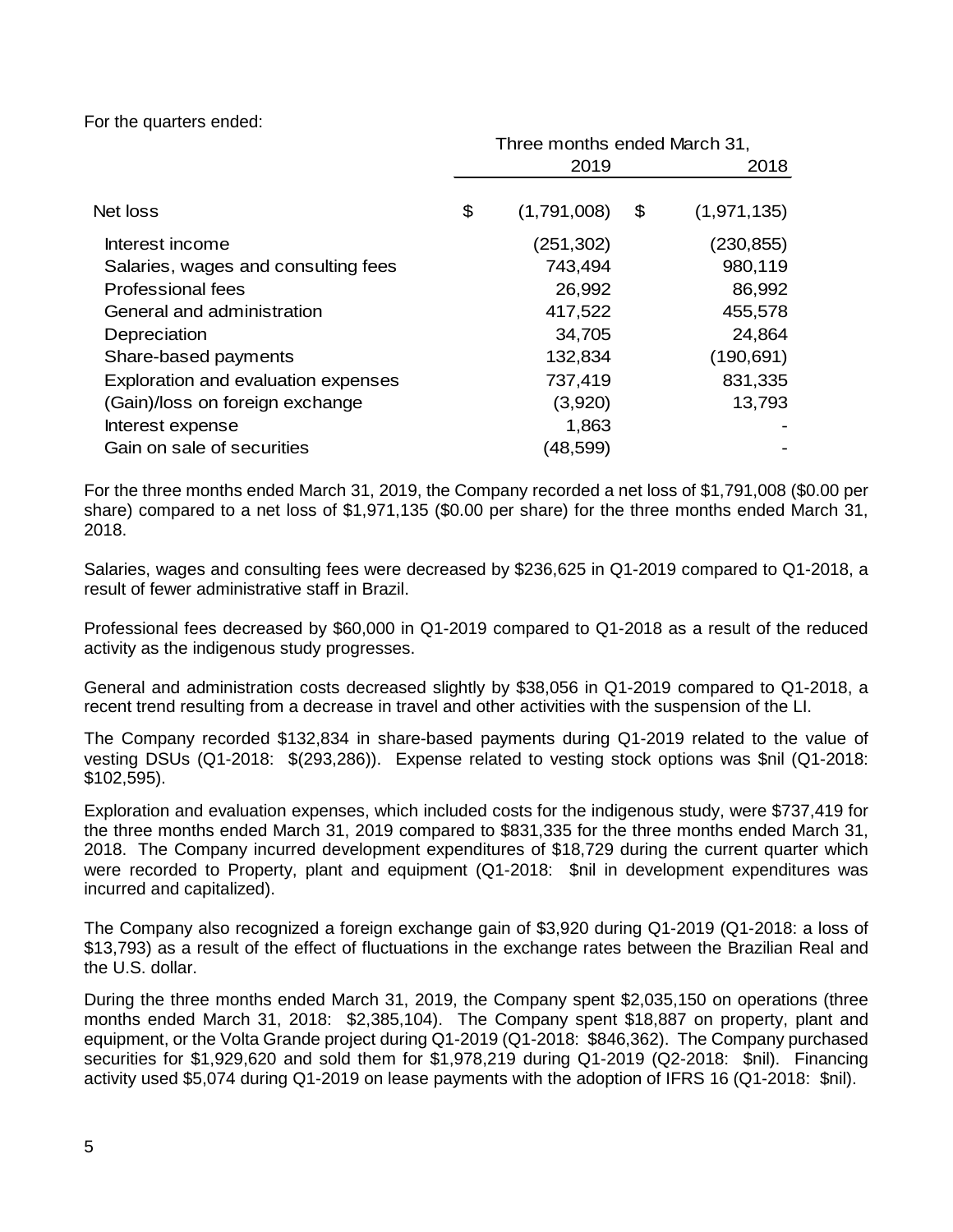For the quarters ended:

| | Three months ended March 31, | |
|---|---|---|
| | 2019 | 2018 |
| Net loss | $ (1,791,008) | $ (1,971,135) |
| Interest income | (251,302) | (230,855) |
| Salaries, wages and consulting fees | 743,494 | 980,119 |
| Professional fees | 26,992 | 86,992 |
| General and administration | 417,522 | 455,578 |
| Depreciation | 34,705 | 24,864 |
| Share-based payments | 132,834 | (190,691) |
| Exploration and evaluation expenses | 737,419 | 831,335 |
| (Gain)/loss on foreign exchange | (3,920) | 13,793 |
| Interest expense | 1,863 | - |
| Gain on sale of securities | (48,599) | - |

For the three months ended March 31, 2019, the Company recorded a net loss of $1,791,008 ($0.00 per share) compared to a net loss of $1,971,135 ($0.00 per share) for the three months ended March 31, 2018.

Salaries, wages and consulting fees were decreased by $236,625 in Q1-2019 compared to Q1-2018, a result of fewer administrative staff in Brazil.

Professional fees decreased by $60,000 in Q1-2019 compared to Q1-2018 as a result of the reduced activity as the indigenous study progresses.

General and administration costs decreased slightly by $38,056 in Q1-2019 compared to Q1-2018, a recent trend resulting from a decrease in travel and other activities with the suspension of the LI.

The Company recorded $132,834 in share-based payments during Q1-2019 related to the value of vesting DSUs (Q1-2018: $(293,286)). Expense related to vesting stock options was $nil (Q1-2018: $102,595).

Exploration and evaluation expenses, which included costs for the indigenous study, were $737,419 for the three months ended March 31, 2019 compared to $831,335 for the three months ended March 31, 2018. The Company incurred development expenditures of $18,729 during the current quarter which were recorded to Property, plant and equipment (Q1-2018: $nil in development expenditures was incurred and capitalized).

The Company also recognized a foreign exchange gain of $3,920 during Q1-2019 (Q1-2018: a loss of $13,793) as a result of the effect of fluctuations in the exchange rates between the Brazilian Real and the U.S. dollar.

During the three months ended March 31, 2019, the Company spent $2,035,150 on operations (three months ended March 31, 2018: $2,385,104). The Company spent $18,887 on property, plant and equipment, or the Volta Grande project during Q1-2019 (Q1-2018: $846,362). The Company purchased securities for $1,929,620 and sold them for $1,978,219 during Q1-2019 (Q2-2018: $nil). Financing activity used $5,074 during Q1-2019 on lease payments with the adoption of IFRS 16 (Q1-2018: $nil).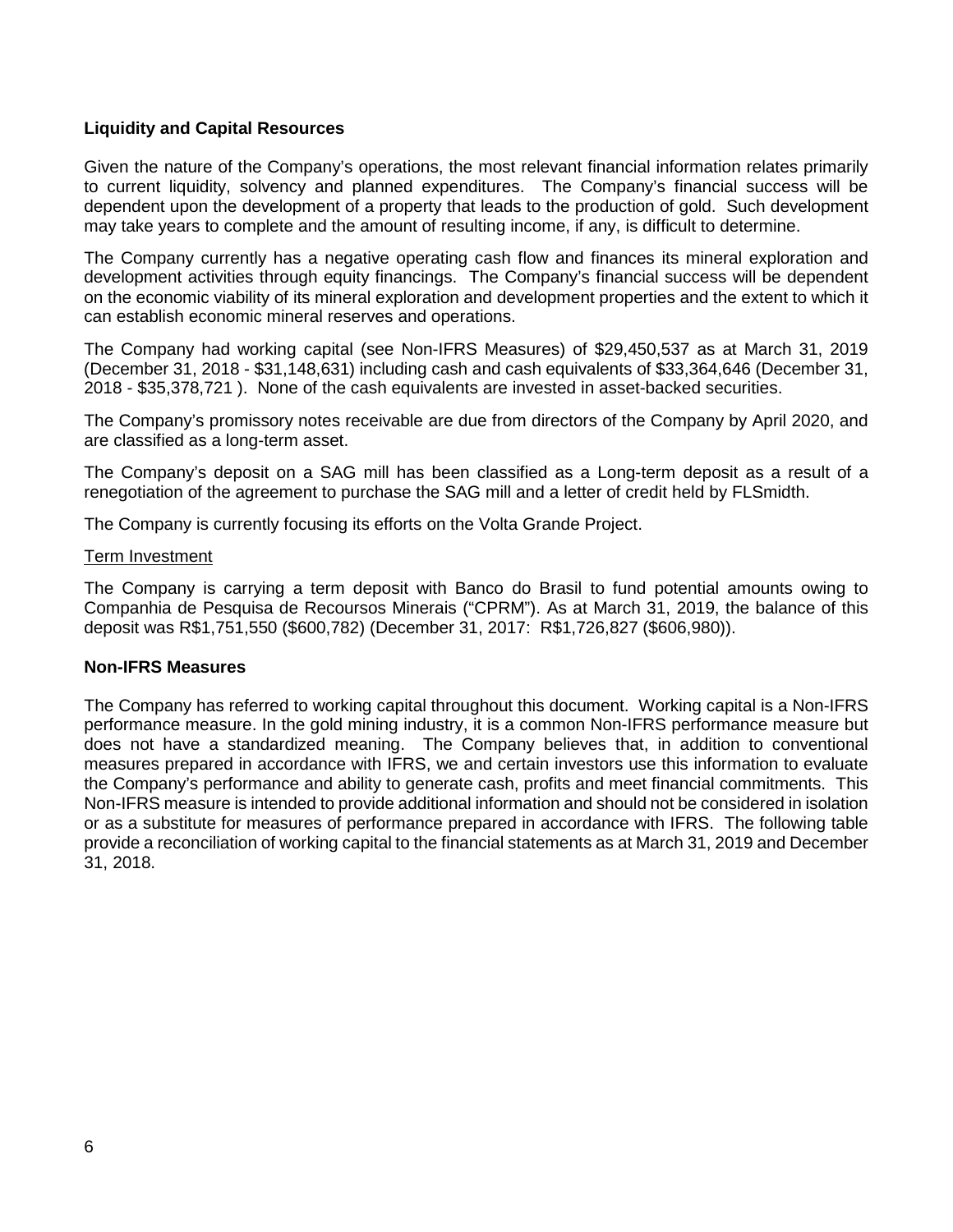## Liquidity and Capital Resources

Given the nature of the Company's operations, the most relevant financial information relates primarily to current liquidity, solvency and planned expenditures. The Company's financial success will be dependent upon the development of a property that leads to the production of gold. Such development may take years to complete and the amount of resulting income, if any, is difficult to determine.

The Company currently has a negative operating cash flow and finances its mineral exploration and development activities through equity financings. The Company's financial success will be dependent on the economic viability of its mineral exploration and development properties and the extent to which it can establish economic mineral reserves and operations.

The Company had working capital (see Non-IFRS Measures) of $29,450,537 as at March 31, 2019 (December 31, 2018 - $31,148,631) including cash and cash equivalents of $33,364,646 (December 31, 2018 - $35,378,721 ). None of the cash equivalents are invested in asset-backed securities.

The Company's promissory notes receivable are due from directors of the Company by April 2020, and are classified as a long-term asset.

The Company's deposit on a SAG mill has been classified as a Long-term deposit as a result of a renegotiation of the agreement to purchase the SAG mill and a letter of credit held by FLSmidth.

The Company is currently focusing its efforts on the Volta Grande Project.

<u>Term Investment</u>

The Company is carrying a term deposit with Banco do Brasil to fund potential amounts owing to Companhia de Pesquisa de Recoursos Minerais ("CPRM"). As at March 31, 2019, the balance of this deposit was R$1,751,550 ($600,782) (December 31, 2017: R$1,726,827 ($606,980)).

## Non-IFRS Measures

The Company has referred to working capital throughout this document. Working capital is a Non-IFRS performance measure. In the gold mining industry, it is a common Non-IFRS performance measure but does not have a standardized meaning. The Company believes that, in addition to conventional measures prepared in accordance with IFRS, we and certain investors use this information to evaluate the Company's performance and ability to generate cash, profits and meet financial commitments. This Non-IFRS measure is intended to provide additional information and should not be considered in isolation or as a substitute for measures of performance prepared in accordance with IFRS. The following table provide a reconciliation of working capital to the financial statements as at March 31, 2019 and December 31, 2018.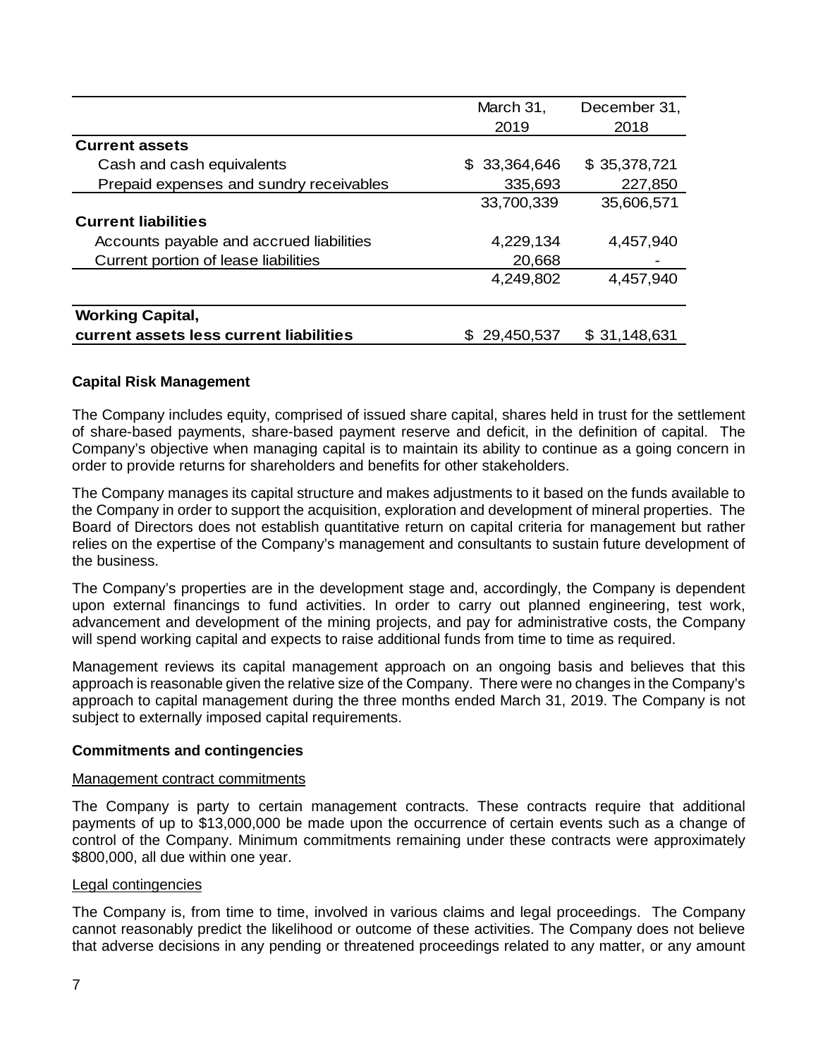| | March 31, 2019 | December 31, 2018 |
|---|---|---|
| **Current assets** | | |
| Cash and cash equivalents | $ 33,364,646 | $ 35,378,721 |
| Prepaid expenses and sundry receivables | 335,693 | 227,850 |
| | 33,700,339 | 35,606,571 |
| **Current liabilities** | | |
| Accounts payable and accrued liabilities | 4,229,134 | 4,457,940 |
| Current portion of lease liabilities | 20,668 | - |
| | 4,249,802 | 4,457,940 |
| **Working Capital, current assets less current liabilities** | $ 29,450,537 | $ 31,148,631 |

### Capital Risk Management

The Company includes equity, comprised of issued share capital, shares held in trust for the settlement of share-based payments, share-based payment reserve and deficit, in the definition of capital. The Company's objective when managing capital is to maintain its ability to continue as a going concern in order to provide returns for shareholders and benefits for other stakeholders.

The Company manages its capital structure and makes adjustments to it based on the funds available to the Company in order to support the acquisition, exploration and development of mineral properties. The Board of Directors does not establish quantitative return on capital criteria for management but rather relies on the expertise of the Company's management and consultants to sustain future development of the business.

The Company's properties are in the development stage and, accordingly, the Company is dependent upon external financings to fund activities. In order to carry out planned engineering, test work, advancement and development of the mining projects, and pay for administrative costs, the Company will spend working capital and expects to raise additional funds from time to time as required.

Management reviews its capital management approach on an ongoing basis and believes that this approach is reasonable given the relative size of the Company. There were no changes in the Company's approach to capital management during the three months ended March 31, 2019. The Company is not subject to externally imposed capital requirements.

### Commitments and contingencies

Management contract commitments

The Company is party to certain management contracts. These contracts require that additional payments of up to $13,000,000 be made upon the occurrence of certain events such as a change of control of the Company. Minimum commitments remaining under these contracts were approximately $800,000, all due within one year.

Legal contingencies

The Company is, from time to time, involved in various claims and legal proceedings. The Company cannot reasonably predict the likelihood or outcome of these activities. The Company does not believe that adverse decisions in any pending or threatened proceedings related to any matter, or any amount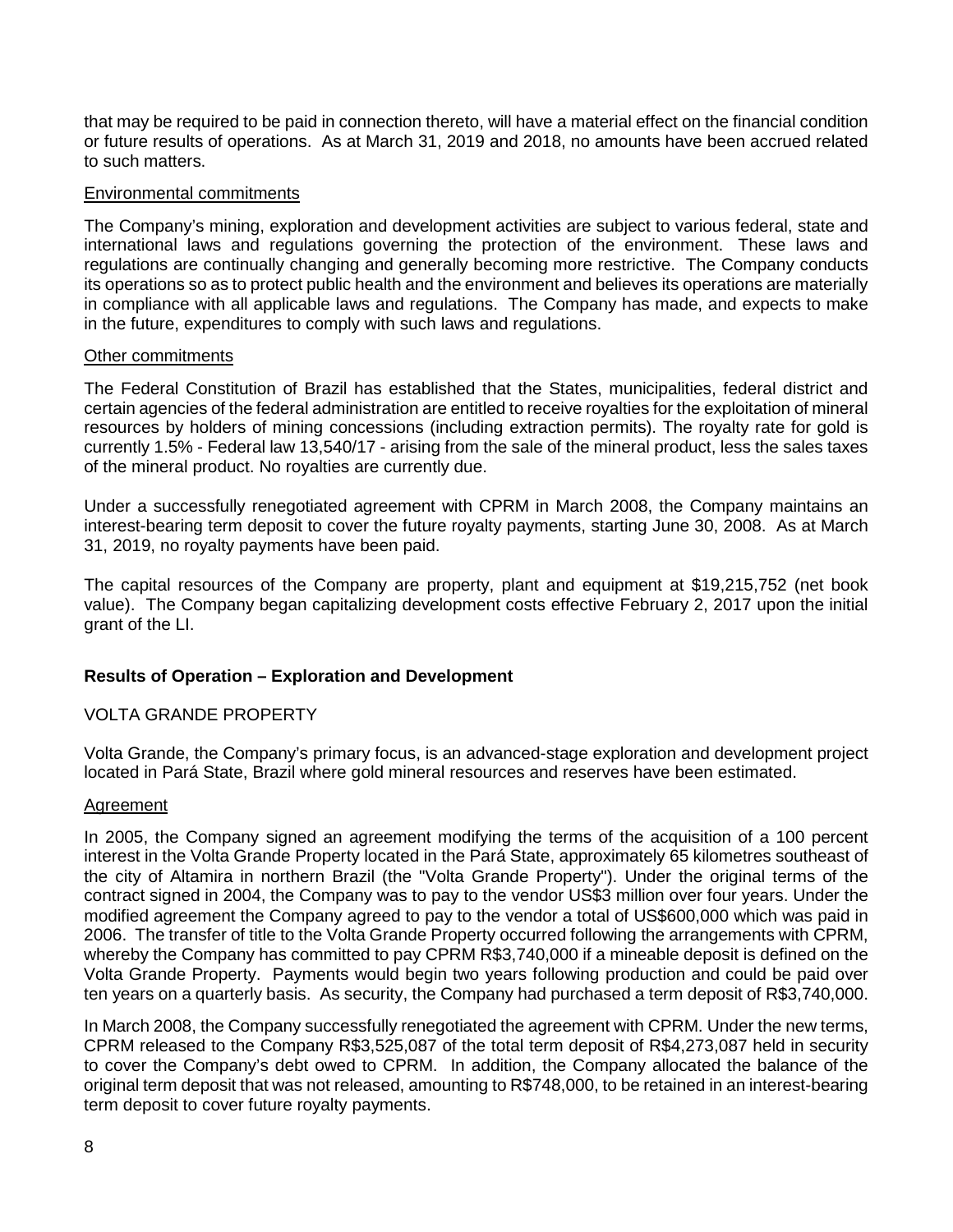that may be required to be paid in connection thereto, will have a material effect on the financial condition or future results of operations. As at March 31, 2019 and 2018, no amounts have been accrued related to such matters.

Environmental commitments

The Company's mining, exploration and development activities are subject to various federal, state and international laws and regulations governing the protection of the environment. These laws and regulations are continually changing and generally becoming more restrictive. The Company conducts its operations so as to protect public health and the environment and believes its operations are materially in compliance with all applicable laws and regulations. The Company has made, and expects to make in the future, expenditures to comply with such laws and regulations.

Other commitments

The Federal Constitution of Brazil has established that the States, municipalities, federal district and certain agencies of the federal administration are entitled to receive royalties for the exploitation of mineral resources by holders of mining concessions (including extraction permits). The royalty rate for gold is currently 1.5% - Federal law 13,540/17 - arising from the sale of the mineral product, less the sales taxes of the mineral product. No royalties are currently due.

Under a successfully renegotiated agreement with CPRM in March 2008, the Company maintains an interest-bearing term deposit to cover the future royalty payments, starting June 30, 2008. As at March 31, 2019, no royalty payments have been paid.

The capital resources of the Company are property, plant and equipment at $19,215,752 (net book value). The Company began capitalizing development costs effective February 2, 2017 upon the initial grant of the LI.

## Results of Operation – Exploration and Development

### VOLTA GRANDE PROPERTY

Volta Grande, the Company's primary focus, is an advanced-stage exploration and development project located in Pará State, Brazil where gold mineral resources and reserves have been estimated.

Agreement

In 2005, the Company signed an agreement modifying the terms of the acquisition of a 100 percent interest in the Volta Grande Property located in the Pará State, approximately 65 kilometres southeast of the city of Altamira in northern Brazil (the "Volta Grande Property"). Under the original terms of the contract signed in 2004, the Company was to pay to the vendor US$3 million over four years. Under the modified agreement the Company agreed to pay to the vendor a total of US$600,000 which was paid in 2006. The transfer of title to the Volta Grande Property occurred following the arrangements with CPRM, whereby the Company has committed to pay CPRM R$3,740,000 if a mineable deposit is defined on the Volta Grande Property. Payments would begin two years following production and could be paid over ten years on a quarterly basis. As security, the Company had purchased a term deposit of R$3,740,000.

In March 2008, the Company successfully renegotiated the agreement with CPRM. Under the new terms, CPRM released to the Company R$3,525,087 of the total term deposit of R$4,273,087 held in security to cover the Company's debt owed to CPRM. In addition, the Company allocated the balance of the original term deposit that was not released, amounting to R$748,000, to be retained in an interest-bearing term deposit to cover future royalty payments.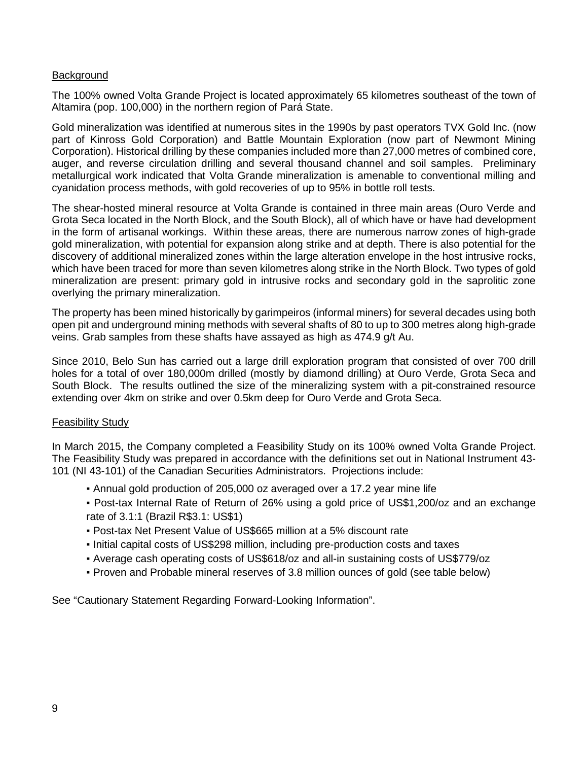## Background

The 100% owned Volta Grande Project is located approximately 65 kilometres southeast of the town of Altamira (pop. 100,000) in the northern region of Pará State.

Gold mineralization was identified at numerous sites in the 1990s by past operators TVX Gold Inc. (now part of Kinross Gold Corporation) and Battle Mountain Exploration (now part of Newmont Mining Corporation). Historical drilling by these companies included more than 27,000 metres of combined core, auger, and reverse circulation drilling and several thousand channel and soil samples. Preliminary metallurgical work indicated that Volta Grande mineralization is amenable to conventional milling and cyanidation process methods, with gold recoveries of up to 95% in bottle roll tests.

The shear-hosted mineral resource at Volta Grande is contained in three main areas (Ouro Verde and Grota Seca located in the North Block, and the South Block), all of which have or have had development in the form of artisanal workings. Within these areas, there are numerous narrow zones of high-grade gold mineralization, with potential for expansion along strike and at depth. There is also potential for the discovery of additional mineralized zones within the large alteration envelope in the host intrusive rocks, which have been traced for more than seven kilometres along strike in the North Block. Two types of gold mineralization are present: primary gold in intrusive rocks and secondary gold in the saprolitic zone overlying the primary mineralization.

The property has been mined historically by garimpeiros (informal miners) for several decades using both open pit and underground mining methods with several shafts of 80 to up to 300 metres along high-grade veins. Grab samples from these shafts have assayed as high as 474.9 g/t Au.

Since 2010, Belo Sun has carried out a large drill exploration program that consisted of over 700 drill holes for a total of over 180,000m drilled (mostly by diamond drilling) at Ouro Verde, Grota Seca and South Block. The results outlined the size of the mineralizing system with a pit-constrained resource extending over 4km on strike and over 0.5km deep for Ouro Verde and Grota Seca.

## Feasibility Study

In March 2015, the Company completed a Feasibility Study on its 100% owned Volta Grande Project. The Feasibility Study was prepared in accordance with the definitions set out in National Instrument 43-101 (NI 43-101) of the Canadian Securities Administrators. Projections include:

- Annual gold production of 205,000 oz averaged over a 17.2 year mine life
- Post-tax Internal Rate of Return of 26% using a gold price of US$1,200/oz and an exchange rate of 3.1:1 (Brazil R$3.1: US$1)
- Post-tax Net Present Value of US$665 million at a 5% discount rate
- Initial capital costs of US$298 million, including pre-production costs and taxes
- Average cash operating costs of US$618/oz and all-in sustaining costs of US$779/oz
- Proven and Probable mineral reserves of 3.8 million ounces of gold (see table below)

See "Cautionary Statement Regarding Forward-Looking Information".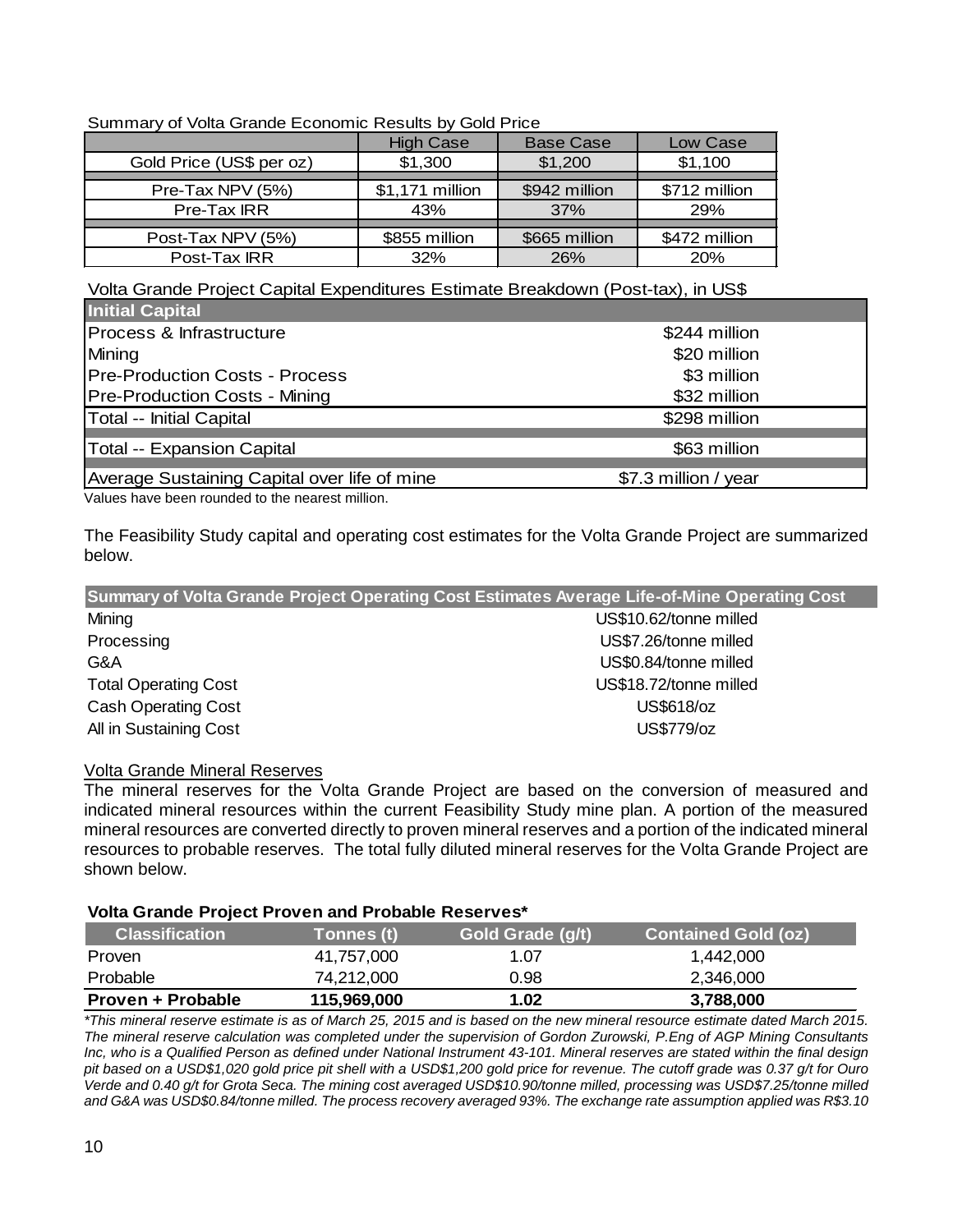Summary of Volta Grande Economic Results by Gold Price

| | High Case | Base Case | Low Case |
|---|---|---|---|
| Gold Price (US$ per oz) | $1,300 | $1,200 | $1,100 |
| Pre-Tax NPV (5%) | $1,171 million | $942 million | $712 million |
| Pre-Tax IRR | 43% | 37% | 29% |
| Post-Tax NPV (5%) | $855 million | $665 million | $472 million |
| Post-Tax IRR | 32% | 26% | 20% |

Volta Grande Project Capital Expenditures Estimate Breakdown (Post-tax), in US$

| Initial Capital | |
|---|---|
| Process & Infrastructure | $244 million |
| Mining | $20 million |
| Pre-Production Costs - Process | $3 million |
| Pre-Production Costs - Mining | $32 million |
| Total -- Initial Capital | $298 million |
| Total -- Expansion Capital | $63 million |
| Average Sustaining Capital over life of mine | $7.3 million / year |

Values have been rounded to the nearest million.

The Feasibility Study capital and operating cost estimates for the Volta Grande Project are summarized below.

| Summary of Volta Grande Project Operating Cost Estimates Average Life-of-Mine Operating Cost | |
|---|---|
| Mining | US$10.62/tonne milled |
| Processing | US$7.26/tonne milled |
| G&A | US$0.84/tonne milled |
| Total Operating Cost | US$18.72/tonne milled |
| Cash Operating Cost | US$618/oz |
| All in Sustaining Cost | US$779/oz |

Volta Grande Mineral Reserves

The mineral reserves for the Volta Grande Project are based on the conversion of measured and indicated mineral resources within the current Feasibility Study mine plan. A portion of the measured mineral resources are converted directly to proven mineral reserves and a portion of the indicated mineral resources to probable reserves. The total fully diluted mineral reserves for the Volta Grande Project are shown below.

**Volta Grande Project Proven and Probable Reserves***

| Classification | Tonnes (t) | Gold Grade (g/t) | Contained Gold (oz) |
|---|---|---|---|
| Proven | 41,757,000 | 1.07 | 1,442,000 |
| Probable | 74,212,000 | 0.98 | 2,346,000 |
| **Proven + Probable** | **115,969,000** | **1.02** | **3,788,000** |

*\*This mineral reserve estimate is as of March 25, 2015 and is based on the new mineral resource estimate dated March 2015. The mineral reserve calculation was completed under the supervision of Gordon Zurowski, P.Eng of AGP Mining Consultants Inc, who is a Qualified Person as defined under National Instrument 43-101. Mineral reserves are stated within the final design pit based on a USD$1,020 gold price pit shell with a USD$1,200 gold price for revenue. The cutoff grade was 0.37 g/t for Ouro Verde and 0.40 g/t for Grota Seca. The mining cost averaged USD$10.90/tonne milled, processing was USD$7.25/tonne milled and G&A was USD$0.84/tonne milled. The process recovery averaged 93%. The exchange rate assumption applied was R$3.10*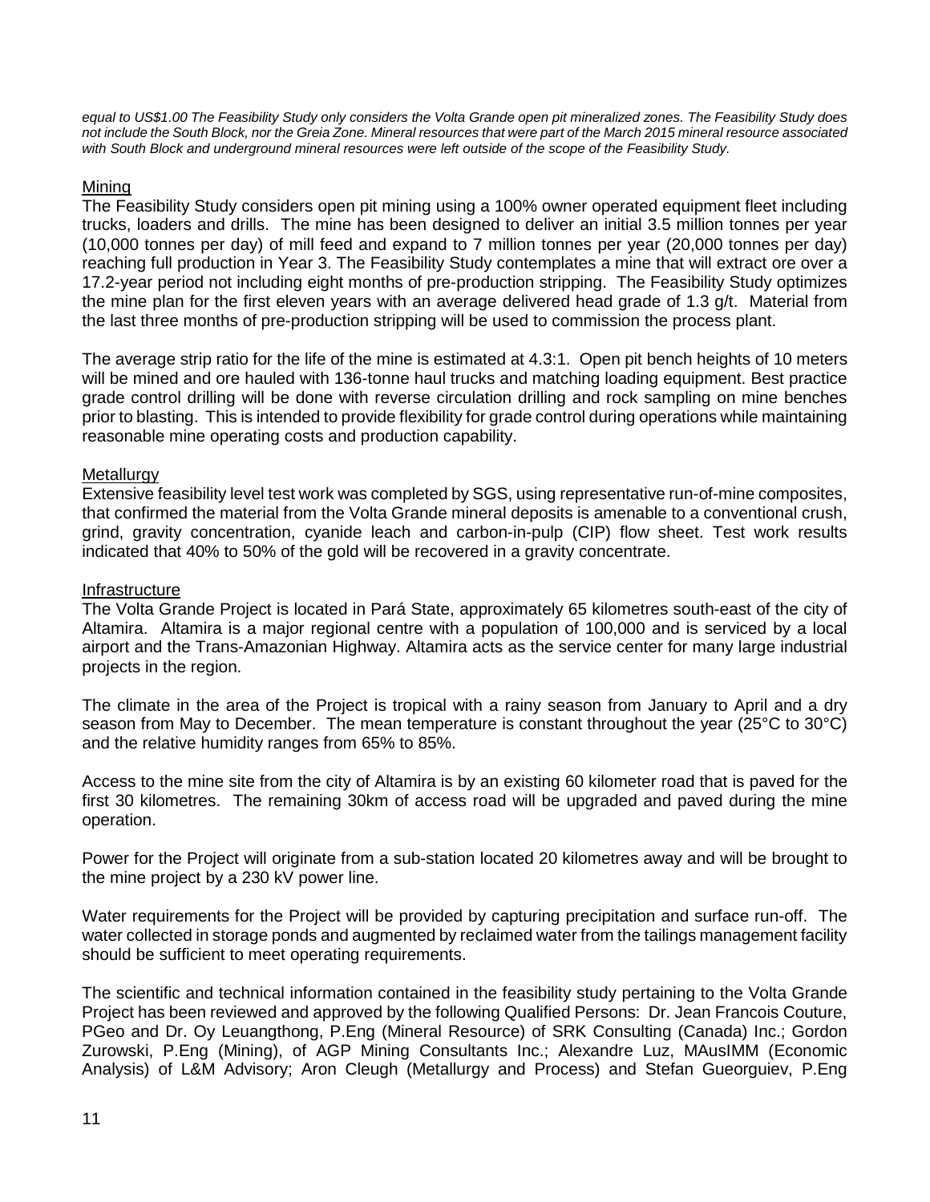*equal to US$1.00 The Feasibility Study only considers the Volta Grande open pit mineralized zones. The Feasibility Study does not include the South Block, nor the Greia Zone. Mineral resources that were part of the March 2015 mineral resource associated with South Block and underground mineral resources were left outside of the scope of the Feasibility Study.*

### Mining

The Feasibility Study considers open pit mining using a 100% owner operated equipment fleet including trucks, loaders and drills. The mine has been designed to deliver an initial 3.5 million tonnes per year (10,000 tonnes per day) of mill feed and expand to 7 million tonnes per year (20,000 tonnes per day) reaching full production in Year 3. The Feasibility Study contemplates a mine that will extract ore over a 17.2-year period not including eight months of pre-production stripping. The Feasibility Study optimizes the mine plan for the first eleven years with an average delivered head grade of 1.3 g/t. Material from the last three months of pre-production stripping will be used to commission the process plant.

The average strip ratio for the life of the mine is estimated at 4.3:1. Open pit bench heights of 10 meters will be mined and ore hauled with 136-tonne haul trucks and matching loading equipment. Best practice grade control drilling will be done with reverse circulation drilling and rock sampling on mine benches prior to blasting. This is intended to provide flexibility for grade control during operations while maintaining reasonable mine operating costs and production capability.

### Metallurgy

Extensive feasibility level test work was completed by SGS, using representative run-of-mine composites, that confirmed the material from the Volta Grande mineral deposits is amenable to a conventional crush, grind, gravity concentration, cyanide leach and carbon-in-pulp (CIP) flow sheet. Test work results indicated that 40% to 50% of the gold will be recovered in a gravity concentrate.

### Infrastructure

The Volta Grande Project is located in Pará State, approximately 65 kilometres south-east of the city of Altamira. Altamira is a major regional centre with a population of 100,000 and is serviced by a local airport and the Trans-Amazonian Highway. Altamira acts as the service center for many large industrial projects in the region.

The climate in the area of the Project is tropical with a rainy season from January to April and a dry season from May to December. The mean temperature is constant throughout the year (25°C to 30°C) and the relative humidity ranges from 65% to 85%.

Access to the mine site from the city of Altamira is by an existing 60 kilometer road that is paved for the first 30 kilometres. The remaining 30km of access road will be upgraded and paved during the mine operation.

Power for the Project will originate from a sub-station located 20 kilometres away and will be brought to the mine project by a 230 kV power line.

Water requirements for the Project will be provided by capturing precipitation and surface run-off. The water collected in storage ponds and augmented by reclaimed water from the tailings management facility should be sufficient to meet operating requirements.

The scientific and technical information contained in the feasibility study pertaining to the Volta Grande Project has been reviewed and approved by the following Qualified Persons: Dr. Jean Francois Couture, PGeo and Dr. Oy Leuangthong, P.Eng (Mineral Resource) of SRK Consulting (Canada) Inc.; Gordon Zurowski, P.Eng (Mining), of AGP Mining Consultants Inc.; Alexandre Luz, MAusIMM (Economic Analysis) of L&M Advisory; Aron Cleugh (Metallurgy and Process) and Stefan Gueorguiev, P.Eng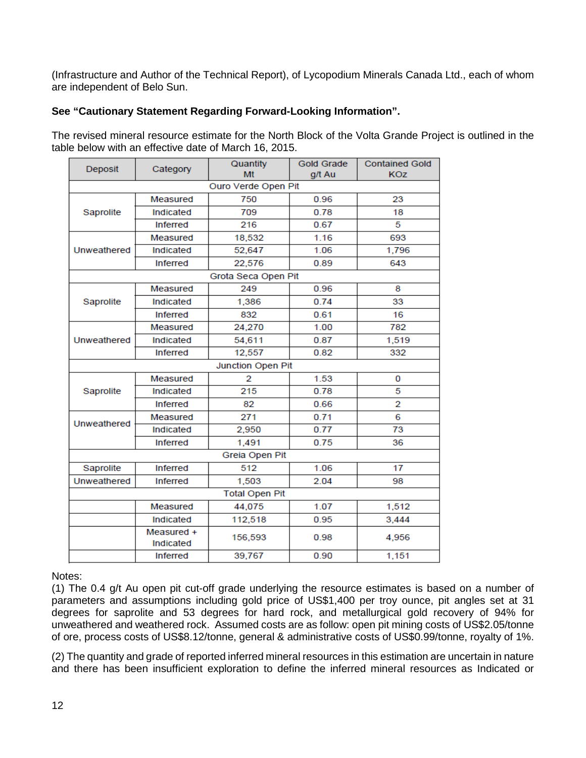(Infrastructure and Author of the Technical Report), of Lycopodium Minerals Canada Ltd., each of whom are independent of Belo Sun.

**See "Cautionary Statement Regarding Forward-Looking Information".**

The revised mineral resource estimate for the North Block of the Volta Grande Project is outlined in the table below with an effective date of March 16, 2015.

| Deposit | Category | Quantity Mt | Gold Grade g/t Au | Contained Gold KOz |
|---|---|---|---|---|
| Ouro Verde Open Pit | | | | |
| Saprolite | Measured | 750 | 0.96 | 23 |
| | Indicated | 709 | 0.78 | 18 |
| | Inferred | 216 | 0.67 | 5 |
| Unweathered | Measured | 18,532 | 1.16 | 693 |
| | Indicated | 52,647 | 1.06 | 1,796 |
| | Inferred | 22,576 | 0.89 | 643 |
| Grota Seca Open Pit | | | | |
| Saprolite | Measured | 249 | 0.96 | 8 |
| | Indicated | 1,386 | 0.74 | 33 |
| | Inferred | 832 | 0.61 | 16 |
| Unweathered | Measured | 24,270 | 1.00 | 782 |
| | Indicated | 54,611 | 0.87 | 1,519 |
| | Inferred | 12,557 | 0.82 | 332 |
| Junction Open Pit | | | | |
| Saprolite | Measured | 2 | 1.53 | 0 |
| | Indicated | 215 | 0.78 | 5 |
| | Inferred | 82 | 0.66 | 2 |
| Unweathered | Measured | 271 | 0.71 | 6 |
| | Indicated | 2,950 | 0.77 | 73 |
| | Inferred | 1,491 | 0.75 | 36 |
| Greia Open Pit | | | | |
| Saprolite | Inferred | 512 | 1.06 | 17 |
| Unweathered | Inferred | 1,503 | 2.04 | 98 |
| Total Open Pit | | | | |
| | Measured | 44,075 | 1.07 | 1,512 |
| | Indicated | 112,518 | 0.95 | 3,444 |
| | Measured + Indicated | 156,593 | 0.98 | 4,956 |
| | Inferred | 39,767 | 0.90 | 1,151 |

Notes:
(1) The 0.4 g/t Au open pit cut-off grade underlying the resource estimates is based on a number of parameters and assumptions including gold price of US$1,400 per troy ounce, pit angles set at 31 degrees for saprolite and 53 degrees for hard rock, and metallurgical gold recovery of 94% for unweathered and weathered rock. Assumed costs are as follow: open pit mining costs of US$2.05/tonne of ore, process costs of US$8.12/tonne, general & administrative costs of US$0.99/tonne, royalty of 1%.

(2) The quantity and grade of reported inferred mineral resources in this estimation are uncertain in nature and there has been insufficient exploration to define the inferred mineral resources as Indicated or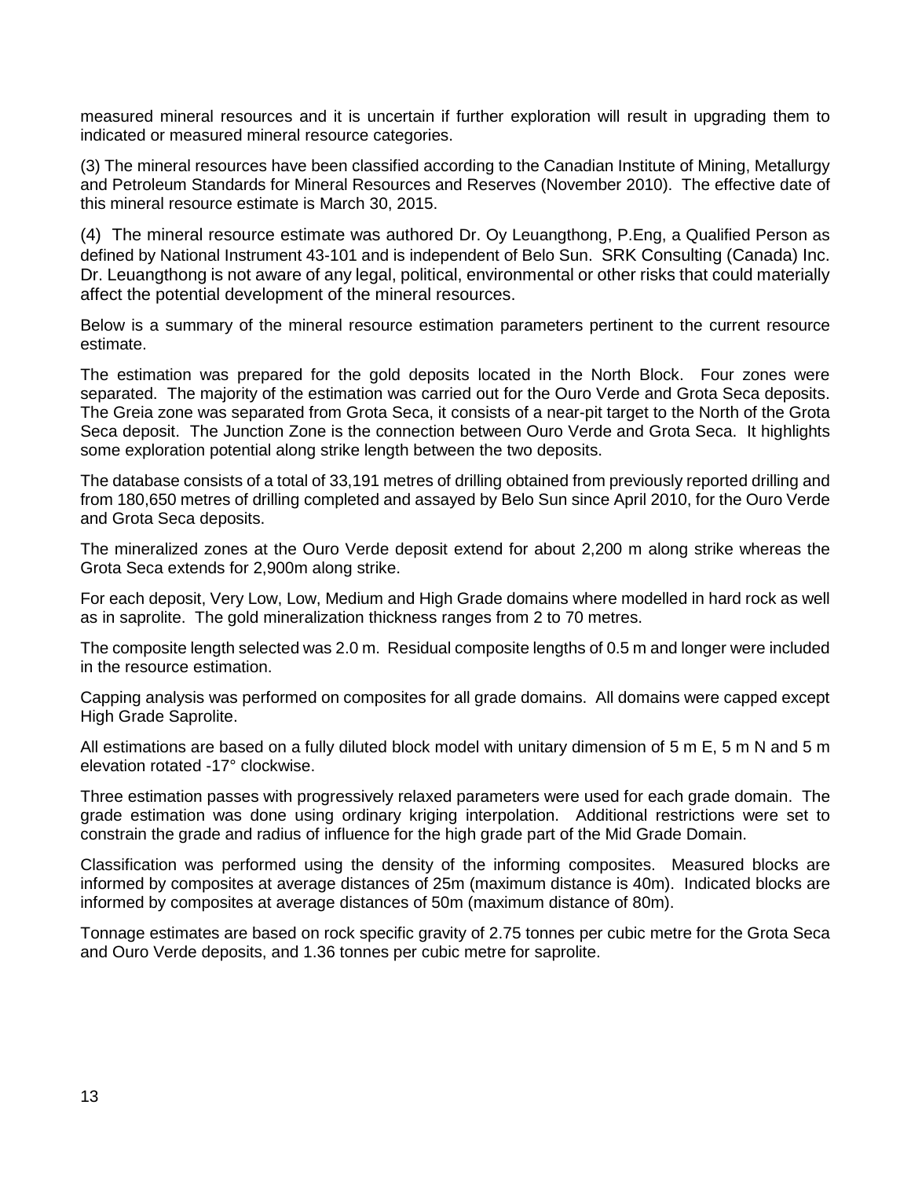measured mineral resources and it is uncertain if further exploration will result in upgrading them to indicated or measured mineral resource categories.

(3) The mineral resources have been classified according to the Canadian Institute of Mining, Metallurgy and Petroleum Standards for Mineral Resources and Reserves (November 2010). The effective date of this mineral resource estimate is March 30, 2015.

(4) The mineral resource estimate was authored Dr. Oy Leuangthong, P.Eng, a Qualified Person as defined by National Instrument 43-101 and is independent of Belo Sun. SRK Consulting (Canada) Inc. Dr. Leuangthong is not aware of any legal, political, environmental or other risks that could materially affect the potential development of the mineral resources.

Below is a summary of the mineral resource estimation parameters pertinent to the current resource estimate.

The estimation was prepared for the gold deposits located in the North Block. Four zones were separated. The majority of the estimation was carried out for the Ouro Verde and Grota Seca deposits. The Greia zone was separated from Grota Seca, it consists of a near-pit target to the North of the Grota Seca deposit. The Junction Zone is the connection between Ouro Verde and Grota Seca. It highlights some exploration potential along strike length between the two deposits.

The database consists of a total of 33,191 metres of drilling obtained from previously reported drilling and from 180,650 metres of drilling completed and assayed by Belo Sun since April 2010, for the Ouro Verde and Grota Seca deposits.

The mineralized zones at the Ouro Verde deposit extend for about 2,200 m along strike whereas the Grota Seca extends for 2,900m along strike.

For each deposit, Very Low, Low, Medium and High Grade domains where modelled in hard rock as well as in saprolite. The gold mineralization thickness ranges from 2 to 70 metres.

The composite length selected was 2.0 m. Residual composite lengths of 0.5 m and longer were included in the resource estimation.

Capping analysis was performed on composites for all grade domains. All domains were capped except High Grade Saprolite.

All estimations are based on a fully diluted block model with unitary dimension of 5 m E, 5 m N and 5 m elevation rotated -17° clockwise.

Three estimation passes with progressively relaxed parameters were used for each grade domain. The grade estimation was done using ordinary kriging interpolation. Additional restrictions were set to constrain the grade and radius of influence for the high grade part of the Mid Grade Domain.

Classification was performed using the density of the informing composites. Measured blocks are informed by composites at average distances of 25m (maximum distance is 40m). Indicated blocks are informed by composites at average distances of 50m (maximum distance of 80m).

Tonnage estimates are based on rock specific gravity of 2.75 tonnes per cubic metre for the Grota Seca and Ouro Verde deposits, and 1.36 tonnes per cubic metre for saprolite.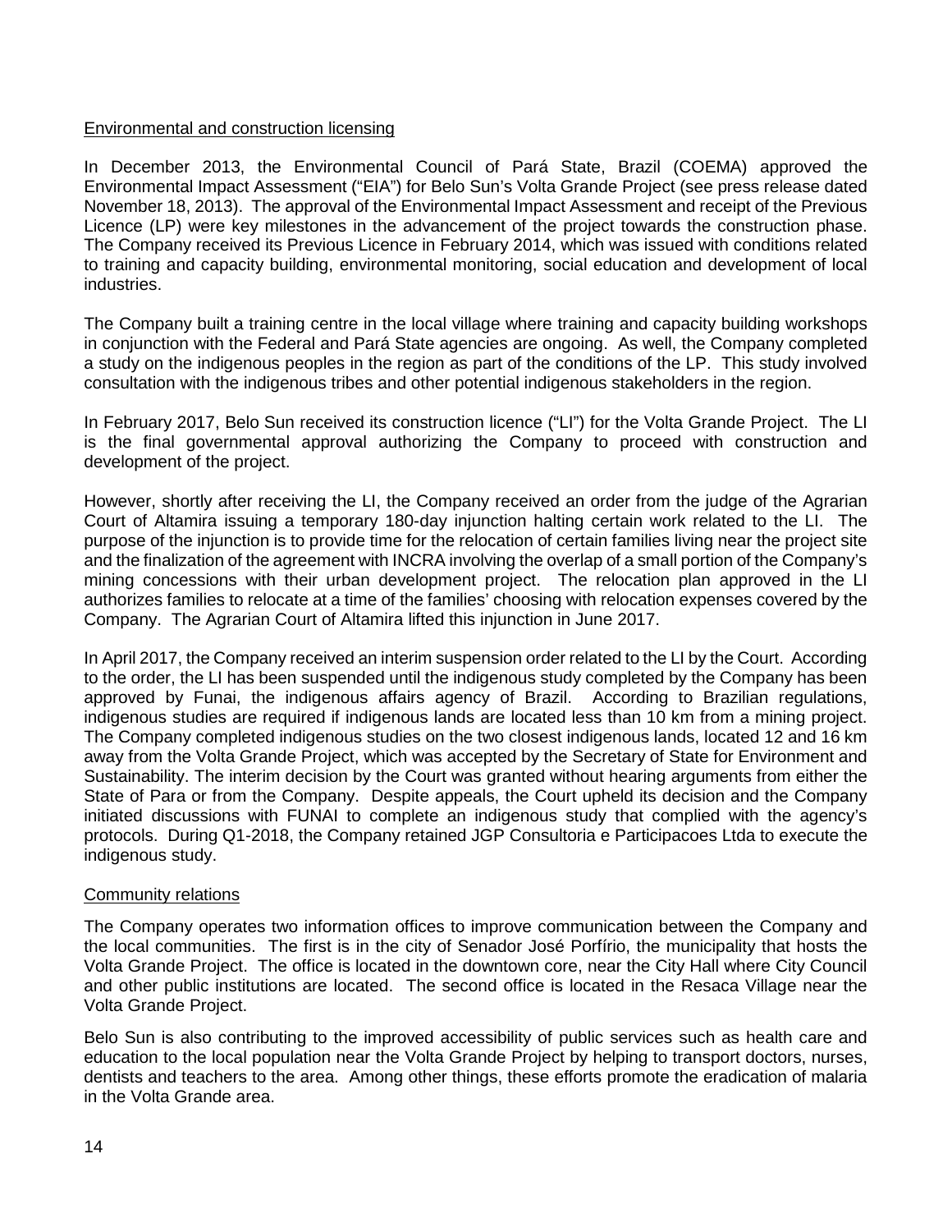## Environmental and construction licensing

In December 2013, the Environmental Council of Pará State, Brazil (COEMA) approved the Environmental Impact Assessment ("EIA") for Belo Sun's Volta Grande Project (see press release dated November 18, 2013). The approval of the Environmental Impact Assessment and receipt of the Previous Licence (LP) were key milestones in the advancement of the project towards the construction phase. The Company received its Previous Licence in February 2014, which was issued with conditions related to training and capacity building, environmental monitoring, social education and development of local industries.

The Company built a training centre in the local village where training and capacity building workshops in conjunction with the Federal and Pará State agencies are ongoing. As well, the Company completed a study on the indigenous peoples in the region as part of the conditions of the LP. This study involved consultation with the indigenous tribes and other potential indigenous stakeholders in the region.

In February 2017, Belo Sun received its construction licence ("LI") for the Volta Grande Project. The LI is the final governmental approval authorizing the Company to proceed with construction and development of the project.

However, shortly after receiving the LI, the Company received an order from the judge of the Agrarian Court of Altamira issuing a temporary 180-day injunction halting certain work related to the LI. The purpose of the injunction is to provide time for the relocation of certain families living near the project site and the finalization of the agreement with INCRA involving the overlap of a small portion of the Company's mining concessions with their urban development project. The relocation plan approved in the LI authorizes families to relocate at a time of the families' choosing with relocation expenses covered by the Company. The Agrarian Court of Altamira lifted this injunction in June 2017.

In April 2017, the Company received an interim suspension order related to the LI by the Court. According to the order, the LI has been suspended until the indigenous study completed by the Company has been approved by Funai, the indigenous affairs agency of Brazil. According to Brazilian regulations, indigenous studies are required if indigenous lands are located less than 10 km from a mining project. The Company completed indigenous studies on the two closest indigenous lands, located 12 and 16 km away from the Volta Grande Project, which was accepted by the Secretary of State for Environment and Sustainability. The interim decision by the Court was granted without hearing arguments from either the State of Para or from the Company. Despite appeals, the Court upheld its decision and the Company initiated discussions with FUNAI to complete an indigenous study that complied with the agency's protocols. During Q1-2018, the Company retained JGP Consultoria e Participacoes Ltda to execute the indigenous study.

## Community relations

The Company operates two information offices to improve communication between the Company and the local communities. The first is in the city of Senador José Porfírio, the municipality that hosts the Volta Grande Project. The office is located in the downtown core, near the City Hall where City Council and other public institutions are located. The second office is located in the Resaca Village near the Volta Grande Project.

Belo Sun is also contributing to the improved accessibility of public services such as health care and education to the local population near the Volta Grande Project by helping to transport doctors, nurses, dentists and teachers to the area. Among other things, these efforts promote the eradication of malaria in the Volta Grande area.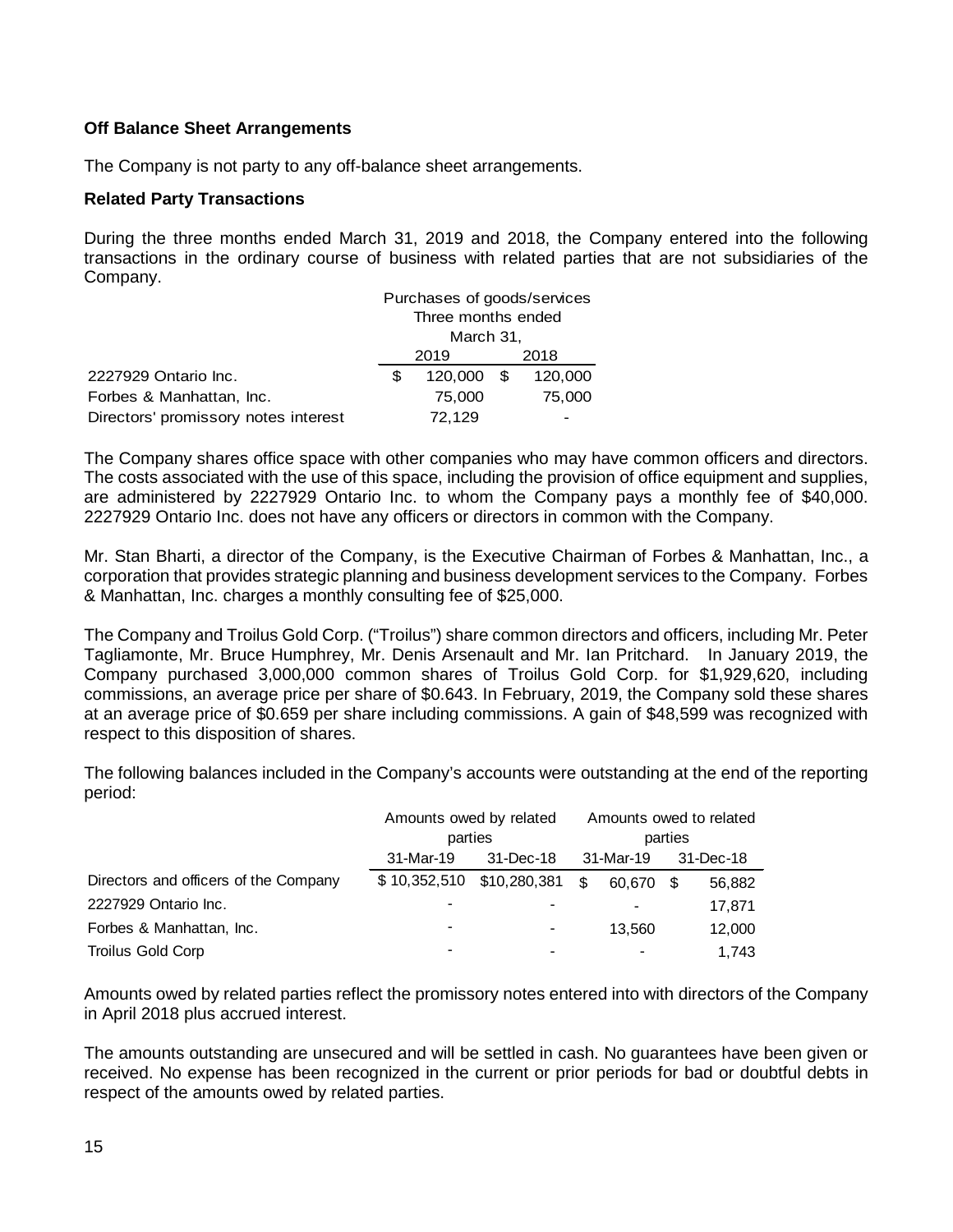**Off Balance Sheet Arrangements**

The Company is not party to any off-balance sheet arrangements.

**Related Party Transactions**

During the three months ended March 31, 2019 and 2018, the Company entered into the following transactions in the ordinary course of business with related parties that are not subsidiaries of the Company.

| | Purchases of goods/services Three months ended March 31, | |
|---|---|---|
| | 2019 | 2018 |
| 2227929 Ontario Inc. | $ 120,000 | $ 120,000 |
| Forbes & Manhattan, Inc. | 75,000 | 75,000 |
| Directors' promissory notes interest | 72,129 | - |

The Company shares office space with other companies who may have common officers and directors. The costs associated with the use of this space, including the provision of office equipment and supplies, are administered by 2227929 Ontario Inc. to whom the Company pays a monthly fee of $40,000. 2227929 Ontario Inc. does not have any officers or directors in common with the Company.

Mr. Stan Bharti, a director of the Company, is the Executive Chairman of Forbes & Manhattan, Inc., a corporation that provides strategic planning and business development services to the Company. Forbes & Manhattan, Inc. charges a monthly consulting fee of $25,000.

The Company and Troilus Gold Corp. ("Troilus") share common directors and officers, including Mr. Peter Tagliamonte, Mr. Bruce Humphrey, Mr. Denis Arsenault and Mr. Ian Pritchard. In January 2019, the Company purchased 3,000,000 common shares of Troilus Gold Corp. for $1,929,620, including commissions, an average price per share of $0.643. In February, 2019, the Company sold these shares at an average price of $0.659 per share including commissions. A gain of $48,599 was recognized with respect to this disposition of shares.

The following balances included in the Company's accounts were outstanding at the end of the reporting period:

| | Amounts owed by related parties | | Amounts owed to related parties | |
|---|---|---|---|---|
| | 31-Mar-19 | 31-Dec-18 | 31-Mar-19 | 31-Dec-18 |
| Directors and officers of the Company | $ 10,352,510 | $10,280,381 | $ 60,670 | $ 56,882 |
| 2227929 Ontario Inc. | - | - | - | 17,871 |
| Forbes & Manhattan, Inc. | - | - | 13,560 | 12,000 |
| Troilus Gold Corp | - | - | - | 1,743 |

Amounts owed by related parties reflect the promissory notes entered into with directors of the Company in April 2018 plus accrued interest.

The amounts outstanding are unsecured and will be settled in cash. No guarantees have been given or received. No expense has been recognized in the current or prior periods for bad or doubtful debts in respect of the amounts owed by related parties.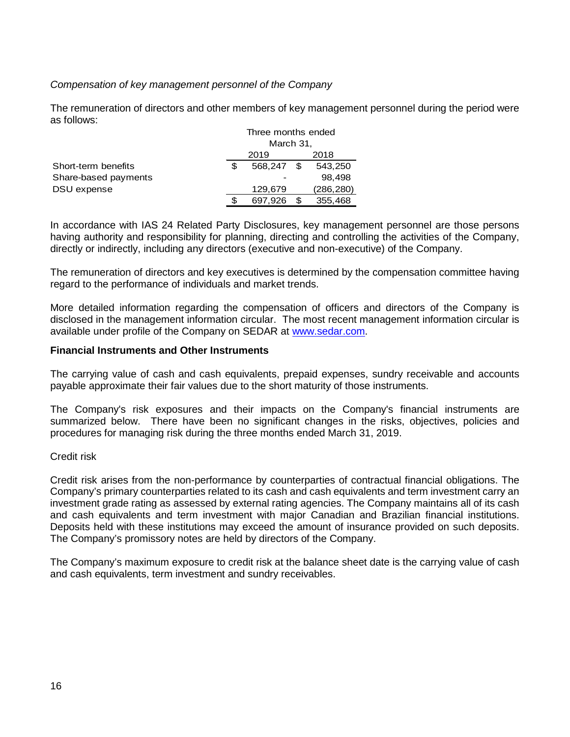*Compensation of key management personnel of the Company*

The remuneration of directors and other members of key management personnel during the period were as follows:

| | Three months ended March 31, | |
|---|---|---|
| | 2019 | 2018 |
| Short-term benefits | $ 568,247 | $ 543,250 |
| Share-based payments | - | 98,498 |
| DSU expense | 129,679 | (286,280) |
| | $ 697,926 | $ 355,468 |

In accordance with IAS 24 Related Party Disclosures, key management personnel are those persons having authority and responsibility for planning, directing and controlling the activities of the Company, directly or indirectly, including any directors (executive and non-executive) of the Company.

The remuneration of directors and key executives is determined by the compensation committee having regard to the performance of individuals and market trends.

More detailed information regarding the compensation of officers and directors of the Company is disclosed in the management information circular. The most recent management information circular is available under profile of the Company on SEDAR at www.sedar.com.

**Financial Instruments and Other Instruments**

The carrying value of cash and cash equivalents, prepaid expenses, sundry receivable and accounts payable approximate their fair values due to the short maturity of those instruments.

The Company's risk exposures and their impacts on the Company's financial instruments are summarized below. There have been no significant changes in the risks, objectives, policies and procedures for managing risk during the three months ended March 31, 2019.

Credit risk

Credit risk arises from the non-performance by counterparties of contractual financial obligations. The Company's primary counterparties related to its cash and cash equivalents and term investment carry an investment grade rating as assessed by external rating agencies. The Company maintains all of its cash and cash equivalents and term investment with major Canadian and Brazilian financial institutions. Deposits held with these institutions may exceed the amount of insurance provided on such deposits. The Company's promissory notes are held by directors of the Company.

The Company's maximum exposure to credit risk at the balance sheet date is the carrying value of cash and cash equivalents, term investment and sundry receivables.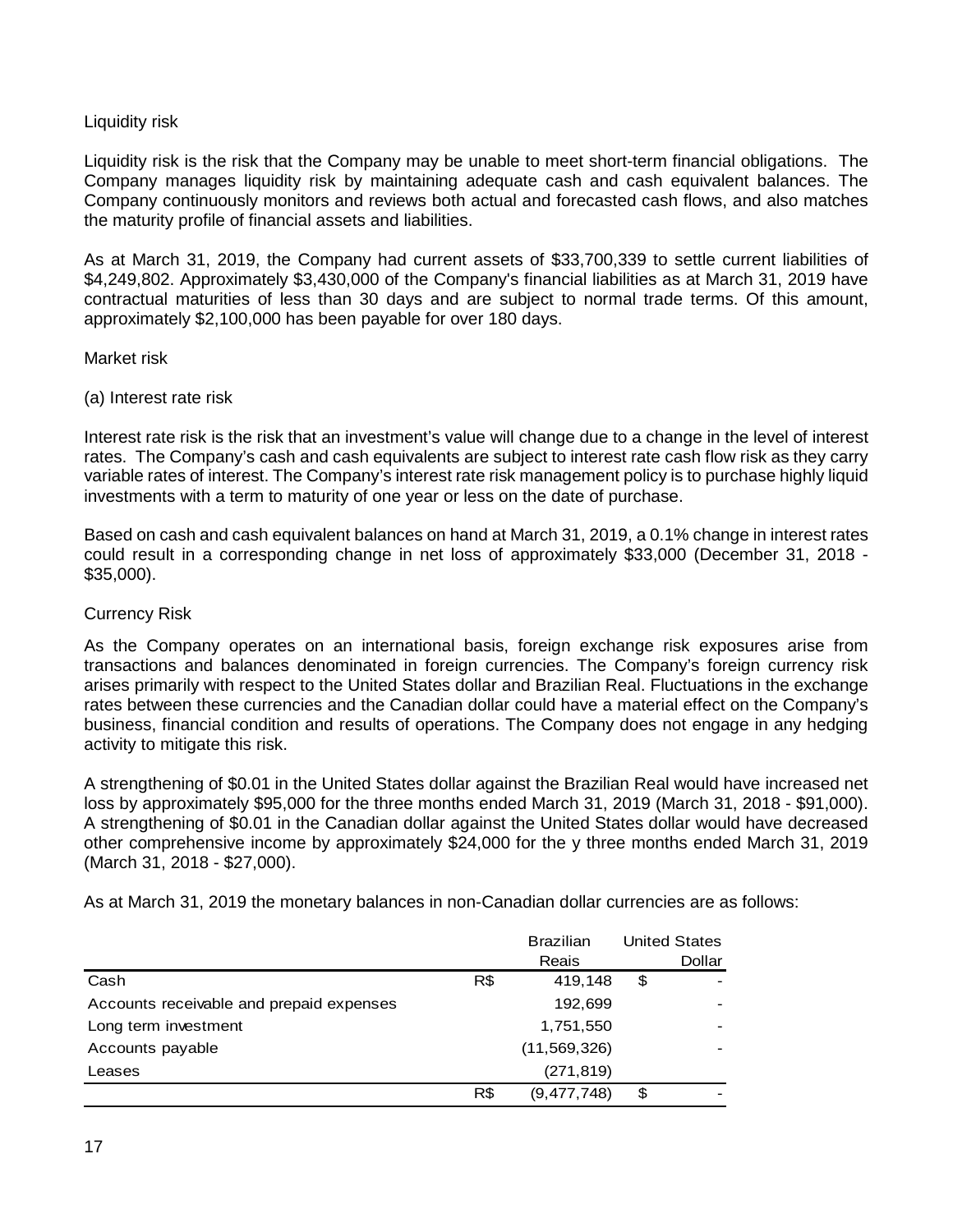Liquidity risk

Liquidity risk is the risk that the Company may be unable to meet short-term financial obligations. The Company manages liquidity risk by maintaining adequate cash and cash equivalent balances. The Company continuously monitors and reviews both actual and forecasted cash flows, and also matches the maturity profile of financial assets and liabilities.

As at March 31, 2019, the Company had current assets of $33,700,339 to settle current liabilities of $4,249,802. Approximately $3,430,000 of the Company's financial liabilities as at March 31, 2019 have contractual maturities of less than 30 days and are subject to normal trade terms. Of this amount, approximately $2,100,000 has been payable for over 180 days.

Market risk

(a) Interest rate risk

Interest rate risk is the risk that an investment's value will change due to a change in the level of interest rates. The Company's cash and cash equivalents are subject to interest rate cash flow risk as they carry variable rates of interest. The Company's interest rate risk management policy is to purchase highly liquid investments with a term to maturity of one year or less on the date of purchase.

Based on cash and cash equivalent balances on hand at March 31, 2019, a 0.1% change in interest rates could result in a corresponding change in net loss of approximately $33,000 (December 31, 2018 - $35,000).

Currency Risk

As the Company operates on an international basis, foreign exchange risk exposures arise from transactions and balances denominated in foreign currencies. The Company's foreign currency risk arises primarily with respect to the United States dollar and Brazilian Real. Fluctuations in the exchange rates between these currencies and the Canadian dollar could have a material effect on the Company's business, financial condition and results of operations. The Company does not engage in any hedging activity to mitigate this risk.

A strengthening of $0.01 in the United States dollar against the Brazilian Real would have increased net loss by approximately $95,000 for the three months ended March 31, 2019 (March 31, 2018 - $91,000). A strengthening of $0.01 in the Canadian dollar against the United States dollar would have decreased other comprehensive income by approximately $24,000 for the y three months ended March 31, 2019 (March 31, 2018 - $27,000).

As at March 31, 2019 the monetary balances in non-Canadian dollar currencies are as follows:

| | | Brazilian Reais | | United States Dollar |
|---|---|---|---|---|
| Cash | R$ | 419,148 | $ | - |
| Accounts receivable and prepaid expenses | | 192,699 | | - |
| Long term investment | | 1,751,550 | | - |
| Accounts payable | | (11,569,326) | | - |
| Leases | | (271,819) | | |
| | R$ | (9,477,748) | $ | - |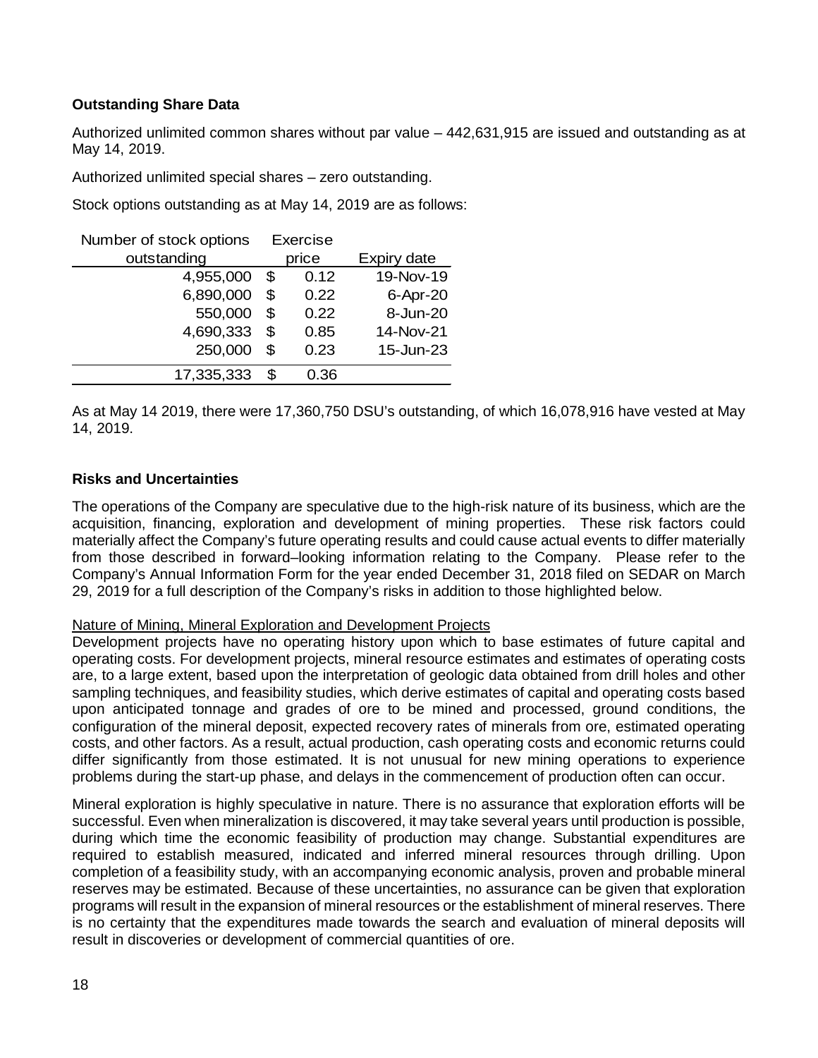**Outstanding Share Data**

Authorized unlimited common shares without par value – 442,631,915 are issued and outstanding as at May 14, 2019.

Authorized unlimited special shares – zero outstanding.

Stock options outstanding as at May 14, 2019 are as follows:

| Number of stock options outstanding | Exercise price | Expiry date |
|---|---|---|
| 4,955,000 | $ 0.12 | 19-Nov-19 |
| 6,890,000 | $ 0.22 | 6-Apr-20 |
| 550,000 | $ 0.22 | 8-Jun-20 |
| 4,690,333 | $ 0.85 | 14-Nov-21 |
| 250,000 | $ 0.23 | 15-Jun-23 |
| 17,335,333 | $ 0.36 | |

As at May 14 2019, there were 17,360,750 DSU's outstanding, of which 16,078,916 have vested at May 14, 2019.

**Risks and Uncertainties**

The operations of the Company are speculative due to the high-risk nature of its business, which are the acquisition, financing, exploration and development of mining properties. These risk factors could materially affect the Company's future operating results and could cause actual events to differ materially from those described in forward–looking information relating to the Company. Please refer to the Company's Annual Information Form for the year ended December 31, 2018 filed on SEDAR on March 29, 2019 for a full description of the Company's risks in addition to those highlighted below.

Nature of Mining, Mineral Exploration and Development Projects

Development projects have no operating history upon which to base estimates of future capital and operating costs. For development projects, mineral resource estimates and estimates of operating costs are, to a large extent, based upon the interpretation of geologic data obtained from drill holes and other sampling techniques, and feasibility studies, which derive estimates of capital and operating costs based upon anticipated tonnage and grades of ore to be mined and processed, ground conditions, the configuration of the mineral deposit, expected recovery rates of minerals from ore, estimated operating costs, and other factors. As a result, actual production, cash operating costs and economic returns could differ significantly from those estimated. It is not unusual for new mining operations to experience problems during the start-up phase, and delays in the commencement of production often can occur.

Mineral exploration is highly speculative in nature. There is no assurance that exploration efforts will be successful. Even when mineralization is discovered, it may take several years until production is possible, during which time the economic feasibility of production may change. Substantial expenditures are required to establish measured, indicated and inferred mineral resources through drilling. Upon completion of a feasibility study, with an accompanying economic analysis, proven and probable mineral reserves may be estimated. Because of these uncertainties, no assurance can be given that exploration programs will result in the expansion of mineral resources or the establishment of mineral reserves. There is no certainty that the expenditures made towards the search and evaluation of mineral deposits will result in discoveries or development of commercial quantities of ore.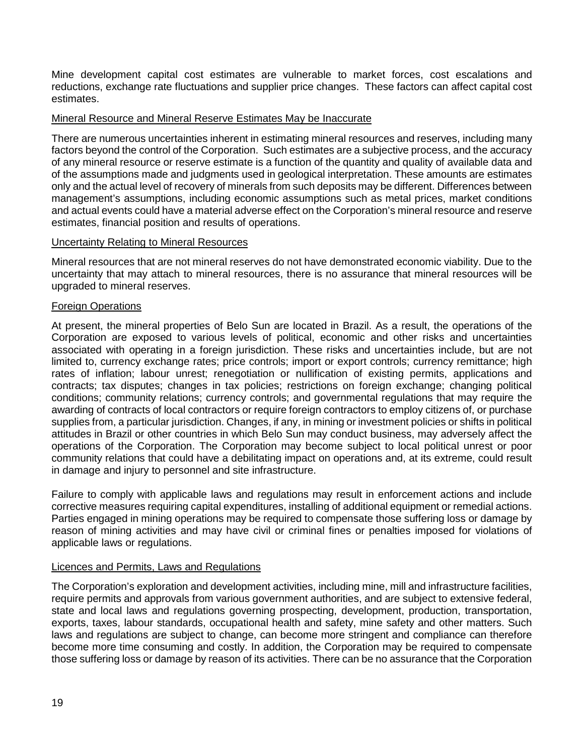Mine development capital cost estimates are vulnerable to market forces, cost escalations and reductions, exchange rate fluctuations and supplier price changes. These factors can affect capital cost estimates.

<u>Mineral Resource and Mineral Reserve Estimates May be Inaccurate</u>

There are numerous uncertainties inherent in estimating mineral resources and reserves, including many factors beyond the control of the Corporation. Such estimates are a subjective process, and the accuracy of any mineral resource or reserve estimate is a function of the quantity and quality of available data and of the assumptions made and judgments used in geological interpretation. These amounts are estimates only and the actual level of recovery of minerals from such deposits may be different. Differences between management's assumptions, including economic assumptions such as metal prices, market conditions and actual events could have a material adverse effect on the Corporation's mineral resource and reserve estimates, financial position and results of operations.

<u>Uncertainty Relating to Mineral Resources</u>

Mineral resources that are not mineral reserves do not have demonstrated economic viability. Due to the uncertainty that may attach to mineral resources, there is no assurance that mineral resources will be upgraded to mineral reserves.

<u>Foreign Operations</u>

At present, the mineral properties of Belo Sun are located in Brazil. As a result, the operations of the Corporation are exposed to various levels of political, economic and other risks and uncertainties associated with operating in a foreign jurisdiction. These risks and uncertainties include, but are not limited to, currency exchange rates; price controls; import or export controls; currency remittance; high rates of inflation; labour unrest; renegotiation or nullification of existing permits, applications and contracts; tax disputes; changes in tax policies; restrictions on foreign exchange; changing political conditions; community relations; currency controls; and governmental regulations that may require the awarding of contracts of local contractors or require foreign contractors to employ citizens of, or purchase supplies from, a particular jurisdiction. Changes, if any, in mining or investment policies or shifts in political attitudes in Brazil or other countries in which Belo Sun may conduct business, may adversely affect the operations of the Corporation. The Corporation may become subject to local political unrest or poor community relations that could have a debilitating impact on operations and, at its extreme, could result in damage and injury to personnel and site infrastructure.

Failure to comply with applicable laws and regulations may result in enforcement actions and include corrective measures requiring capital expenditures, installing of additional equipment or remedial actions. Parties engaged in mining operations may be required to compensate those suffering loss or damage by reason of mining activities and may have civil or criminal fines or penalties imposed for violations of applicable laws or regulations.

<u>Licences and Permits, Laws and Regulations</u>

The Corporation's exploration and development activities, including mine, mill and infrastructure facilities, require permits and approvals from various government authorities, and are subject to extensive federal, state and local laws and regulations governing prospecting, development, production, transportation, exports, taxes, labour standards, occupational health and safety, mine safety and other matters. Such laws and regulations are subject to change, can become more stringent and compliance can therefore become more time consuming and costly. In addition, the Corporation may be required to compensate those suffering loss or damage by reason of its activities. There can be no assurance that the Corporation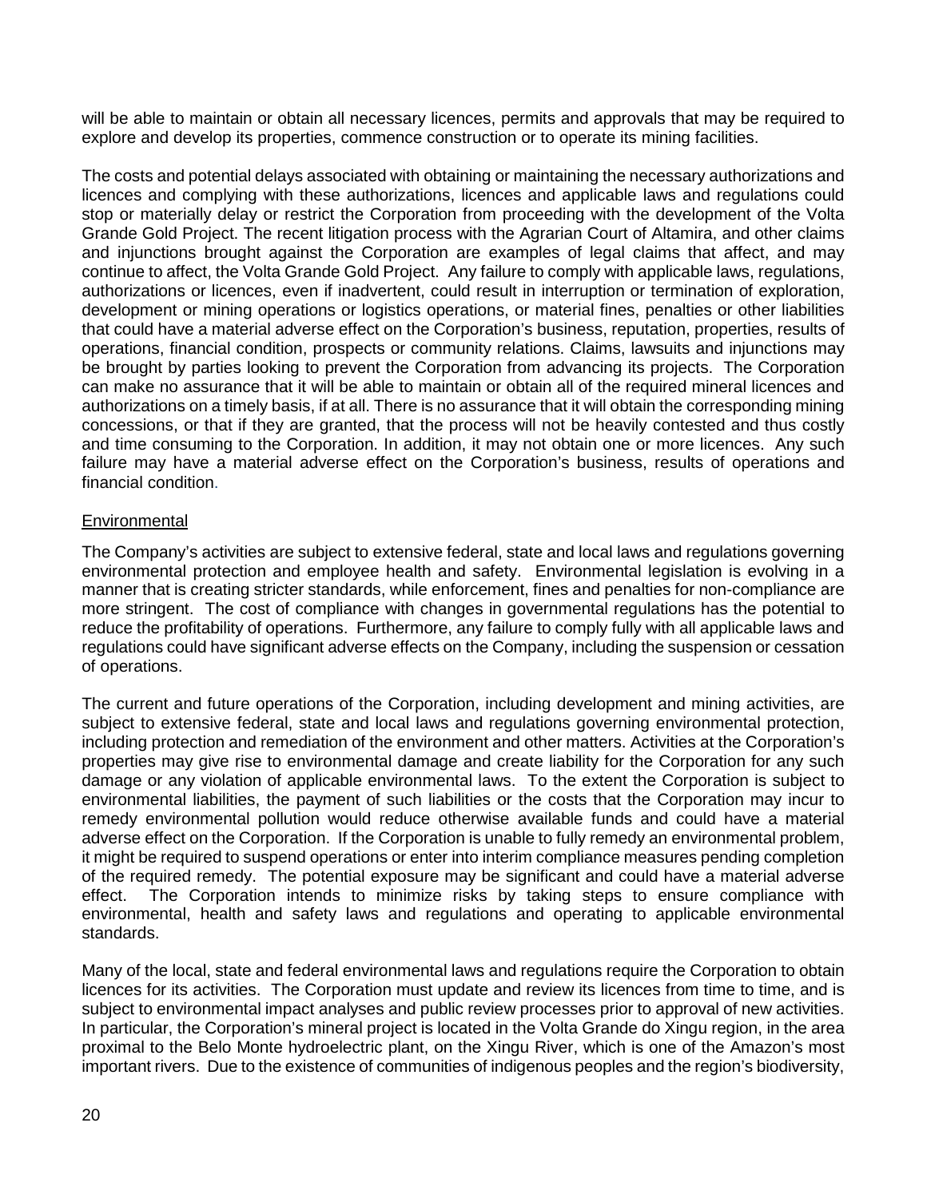will be able to maintain or obtain all necessary licences, permits and approvals that may be required to explore and develop its properties, commence construction or to operate its mining facilities.

The costs and potential delays associated with obtaining or maintaining the necessary authorizations and licences and complying with these authorizations, licences and applicable laws and regulations could stop or materially delay or restrict the Corporation from proceeding with the development of the Volta Grande Gold Project. The recent litigation process with the Agrarian Court of Altamira, and other claims and injunctions brought against the Corporation are examples of legal claims that affect, and may continue to affect, the Volta Grande Gold Project. Any failure to comply with applicable laws, regulations, authorizations or licences, even if inadvertent, could result in interruption or termination of exploration, development or mining operations or logistics operations, or material fines, penalties or other liabilities that could have a material adverse effect on the Corporation's business, reputation, properties, results of operations, financial condition, prospects or community relations. Claims, lawsuits and injunctions may be brought by parties looking to prevent the Corporation from advancing its projects. The Corporation can make no assurance that it will be able to maintain or obtain all of the required mineral licences and authorizations on a timely basis, if at all. There is no assurance that it will obtain the corresponding mining concessions, or that if they are granted, that the process will not be heavily contested and thus costly and time consuming to the Corporation. In addition, it may not obtain one or more licences. Any such failure may have a material adverse effect on the Corporation's business, results of operations and financial condition.

Environmental

The Company's activities are subject to extensive federal, state and local laws and regulations governing environmental protection and employee health and safety. Environmental legislation is evolving in a manner that is creating stricter standards, while enforcement, fines and penalties for non-compliance are more stringent. The cost of compliance with changes in governmental regulations has the potential to reduce the profitability of operations. Furthermore, any failure to comply fully with all applicable laws and regulations could have significant adverse effects on the Company, including the suspension or cessation of operations.

The current and future operations of the Corporation, including development and mining activities, are subject to extensive federal, state and local laws and regulations governing environmental protection, including protection and remediation of the environment and other matters. Activities at the Corporation's properties may give rise to environmental damage and create liability for the Corporation for any such damage or any violation of applicable environmental laws. To the extent the Corporation is subject to environmental liabilities, the payment of such liabilities or the costs that the Corporation may incur to remedy environmental pollution would reduce otherwise available funds and could have a material adverse effect on the Corporation. If the Corporation is unable to fully remedy an environmental problem, it might be required to suspend operations or enter into interim compliance measures pending completion of the required remedy. The potential exposure may be significant and could have a material adverse effect. The Corporation intends to minimize risks by taking steps to ensure compliance with environmental, health and safety laws and regulations and operating to applicable environmental standards.

Many of the local, state and federal environmental laws and regulations require the Corporation to obtain licences for its activities. The Corporation must update and review its licences from time to time, and is subject to environmental impact analyses and public review processes prior to approval of new activities. In particular, the Corporation's mineral project is located in the Volta Grande do Xingu region, in the area proximal to the Belo Monte hydroelectric plant, on the Xingu River, which is one of the Amazon's most important rivers. Due to the existence of communities of indigenous peoples and the region's biodiversity,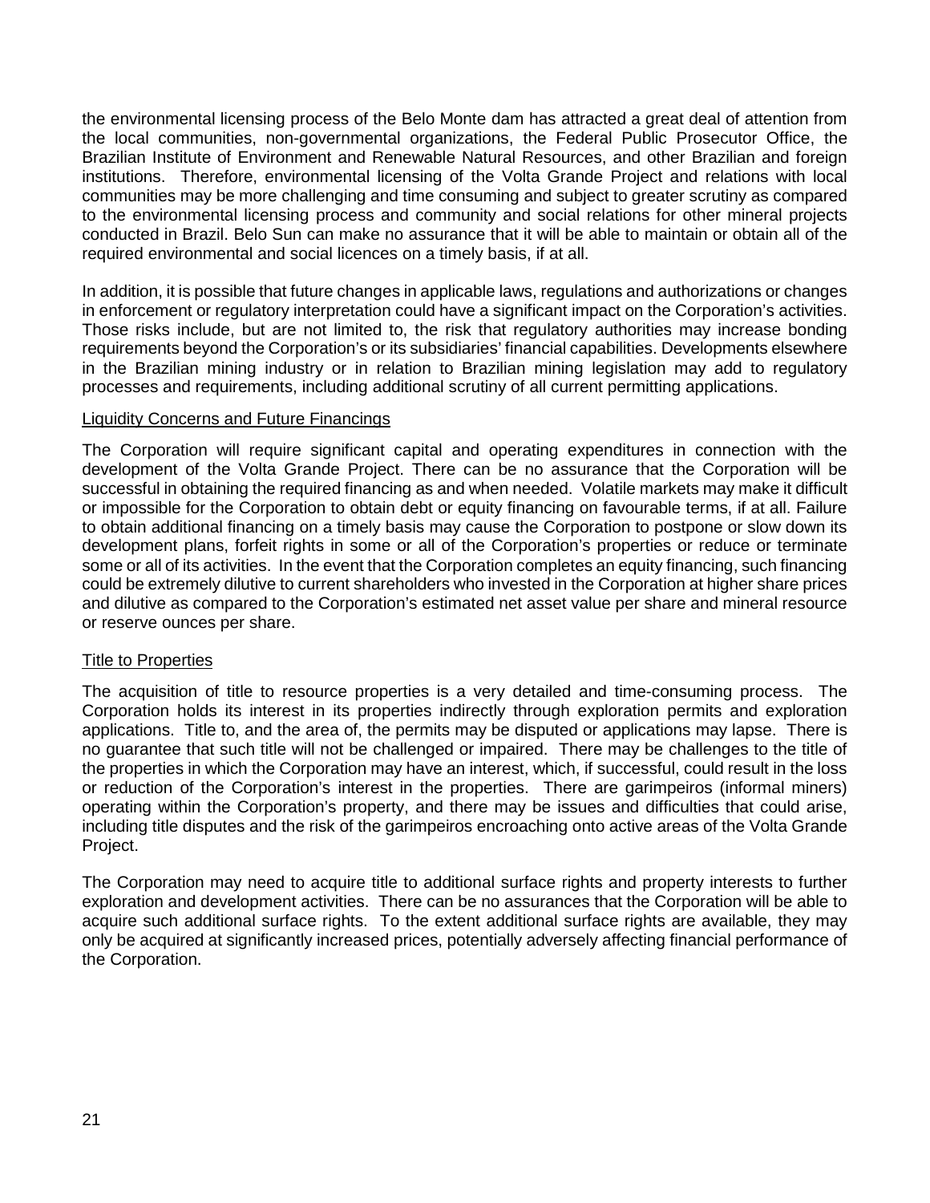the environmental licensing process of the Belo Monte dam has attracted a great deal of attention from the local communities, non-governmental organizations, the Federal Public Prosecutor Office, the Brazilian Institute of Environment and Renewable Natural Resources, and other Brazilian and foreign institutions. Therefore, environmental licensing of the Volta Grande Project and relations with local communities may be more challenging and time consuming and subject to greater scrutiny as compared to the environmental licensing process and community and social relations for other mineral projects conducted in Brazil. Belo Sun can make no assurance that it will be able to maintain or obtain all of the required environmental and social licences on a timely basis, if at all.

In addition, it is possible that future changes in applicable laws, regulations and authorizations or changes in enforcement or regulatory interpretation could have a significant impact on the Corporation's activities. Those risks include, but are not limited to, the risk that regulatory authorities may increase bonding requirements beyond the Corporation's or its subsidiaries' financial capabilities. Developments elsewhere in the Brazilian mining industry or in relation to Brazilian mining legislation may add to regulatory processes and requirements, including additional scrutiny of all current permitting applications.

<u>Liquidity Concerns and Future Financings</u>

The Corporation will require significant capital and operating expenditures in connection with the development of the Volta Grande Project. There can be no assurance that the Corporation will be successful in obtaining the required financing as and when needed. Volatile markets may make it difficult or impossible for the Corporation to obtain debt or equity financing on favourable terms, if at all. Failure to obtain additional financing on a timely basis may cause the Corporation to postpone or slow down its development plans, forfeit rights in some or all of the Corporation's properties or reduce or terminate some or all of its activities. In the event that the Corporation completes an equity financing, such financing could be extremely dilutive to current shareholders who invested in the Corporation at higher share prices and dilutive as compared to the Corporation's estimated net asset value per share and mineral resource or reserve ounces per share.

<u>Title to Properties</u>

The acquisition of title to resource properties is a very detailed and time-consuming process. The Corporation holds its interest in its properties indirectly through exploration permits and exploration applications. Title to, and the area of, the permits may be disputed or applications may lapse. There is no guarantee that such title will not be challenged or impaired. There may be challenges to the title of the properties in which the Corporation may have an interest, which, if successful, could result in the loss or reduction of the Corporation's interest in the properties. There are garimpeiros (informal miners) operating within the Corporation's property, and there may be issues and difficulties that could arise, including title disputes and the risk of the garimpeiros encroaching onto active areas of the Volta Grande Project.

The Corporation may need to acquire title to additional surface rights and property interests to further exploration and development activities. There can be no assurances that the Corporation will be able to acquire such additional surface rights. To the extent additional surface rights are available, they may only be acquired at significantly increased prices, potentially adversely affecting financial performance of the Corporation.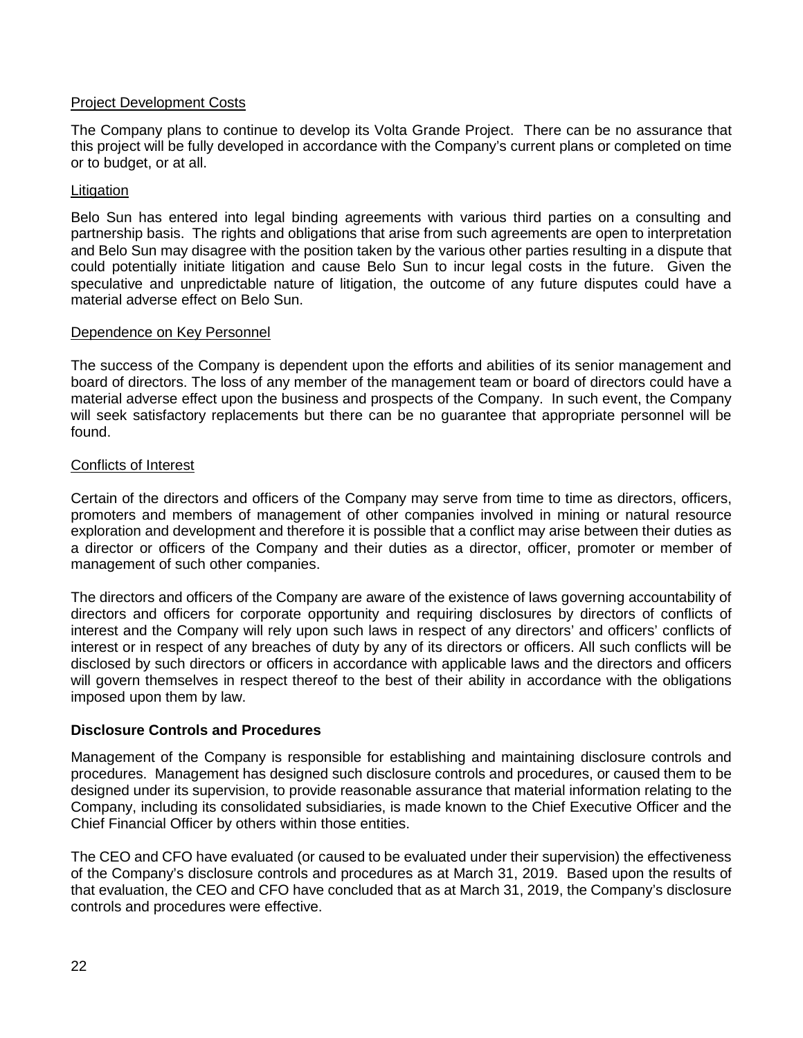Project Development Costs

The Company plans to continue to develop its Volta Grande Project. There can be no assurance that this project will be fully developed in accordance with the Company's current plans or completed on time or to budget, or at all.

Litigation

Belo Sun has entered into legal binding agreements with various third parties on a consulting and partnership basis. The rights and obligations that arise from such agreements are open to interpretation and Belo Sun may disagree with the position taken by the various other parties resulting in a dispute that could potentially initiate litigation and cause Belo Sun to incur legal costs in the future. Given the speculative and unpredictable nature of litigation, the outcome of any future disputes could have a material adverse effect on Belo Sun.

Dependence on Key Personnel

The success of the Company is dependent upon the efforts and abilities of its senior management and board of directors. The loss of any member of the management team or board of directors could have a material adverse effect upon the business and prospects of the Company. In such event, the Company will seek satisfactory replacements but there can be no guarantee that appropriate personnel will be found.

Conflicts of Interest

Certain of the directors and officers of the Company may serve from time to time as directors, officers, promoters and members of management of other companies involved in mining or natural resource exploration and development and therefore it is possible that a conflict may arise between their duties as a director or officers of the Company and their duties as a director, officer, promoter or member of management of such other companies.

The directors and officers of the Company are aware of the existence of laws governing accountability of directors and officers for corporate opportunity and requiring disclosures by directors of conflicts of interest and the Company will rely upon such laws in respect of any directors' and officers' conflicts of interest or in respect of any breaches of duty by any of its directors or officers. All such conflicts will be disclosed by such directors or officers in accordance with applicable laws and the directors and officers will govern themselves in respect thereof to the best of their ability in accordance with the obligations imposed upon them by law.

**Disclosure Controls and Procedures**

Management of the Company is responsible for establishing and maintaining disclosure controls and procedures. Management has designed such disclosure controls and procedures, or caused them to be designed under its supervision, to provide reasonable assurance that material information relating to the Company, including its consolidated subsidiaries, is made known to the Chief Executive Officer and the Chief Financial Officer by others within those entities.

The CEO and CFO have evaluated (or caused to be evaluated under their supervision) the effectiveness of the Company's disclosure controls and procedures as at March 31, 2019. Based upon the results of that evaluation, the CEO and CFO have concluded that as at March 31, 2019, the Company's disclosure controls and procedures were effective.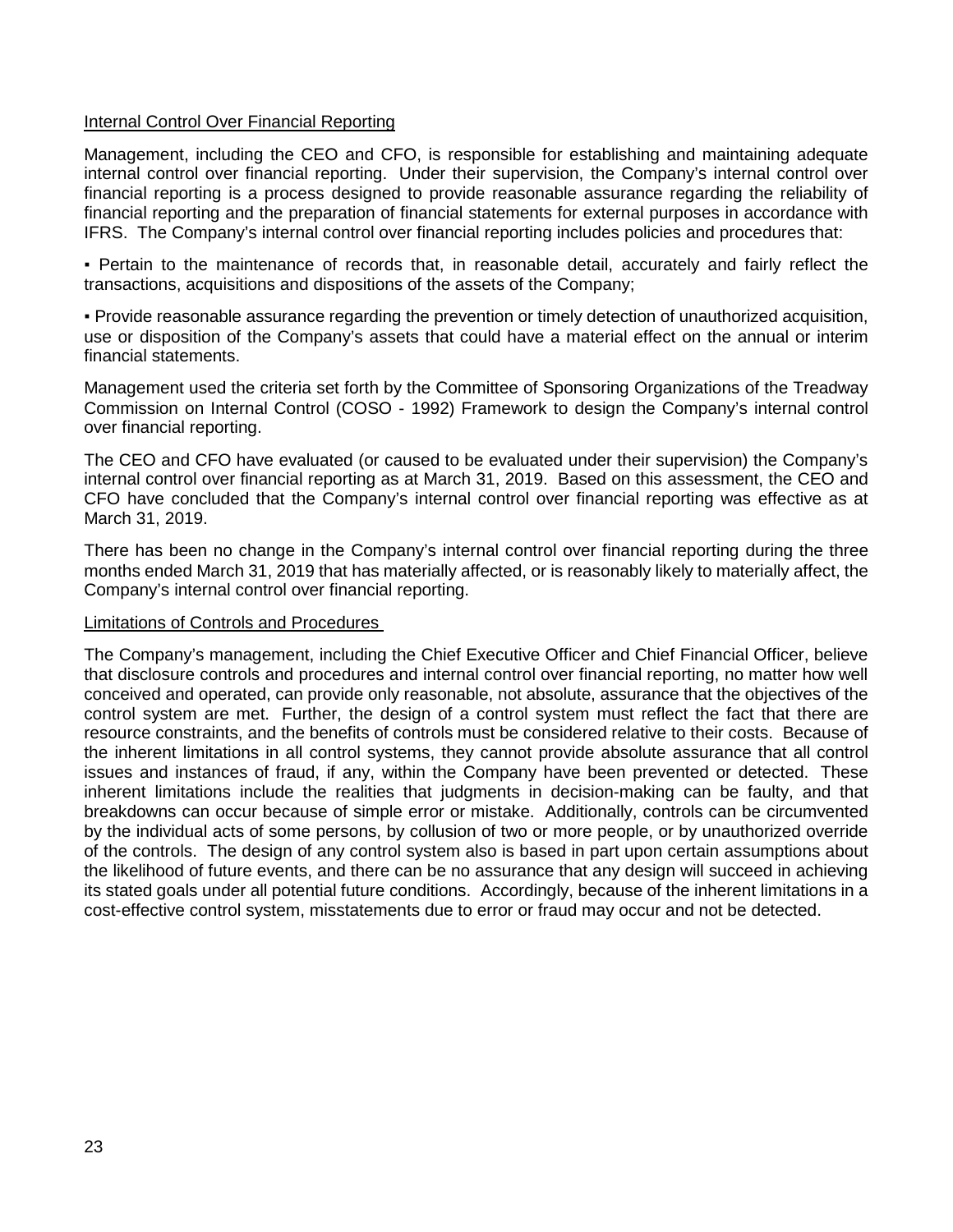## Internal Control Over Financial Reporting

Management, including the CEO and CFO, is responsible for establishing and maintaining adequate internal control over financial reporting. Under their supervision, the Company's internal control over financial reporting is a process designed to provide reasonable assurance regarding the reliability of financial reporting and the preparation of financial statements for external purposes in accordance with IFRS. The Company's internal control over financial reporting includes policies and procedures that:

- Pertain to the maintenance of records that, in reasonable detail, accurately and fairly reflect the transactions, acquisitions and dispositions of the assets of the Company;
- Provide reasonable assurance regarding the prevention or timely detection of unauthorized acquisition, use or disposition of the Company's assets that could have a material effect on the annual or interim financial statements.

Management used the criteria set forth by the Committee of Sponsoring Organizations of the Treadway Commission on Internal Control (COSO - 1992) Framework to design the Company's internal control over financial reporting.

The CEO and CFO have evaluated (or caused to be evaluated under their supervision) the Company's internal control over financial reporting as at March 31, 2019. Based on this assessment, the CEO and CFO have concluded that the Company's internal control over financial reporting was effective as at March 31, 2019.

There has been no change in the Company's internal control over financial reporting during the three months ended March 31, 2019 that has materially affected, or is reasonably likely to materially affect, the Company's internal control over financial reporting.

## Limitations of Controls and Procedures

The Company's management, including the Chief Executive Officer and Chief Financial Officer, believe that disclosure controls and procedures and internal control over financial reporting, no matter how well conceived and operated, can provide only reasonable, not absolute, assurance that the objectives of the control system are met. Further, the design of a control system must reflect the fact that there are resource constraints, and the benefits of controls must be considered relative to their costs. Because of the inherent limitations in all control systems, they cannot provide absolute assurance that all control issues and instances of fraud, if any, within the Company have been prevented or detected. These inherent limitations include the realities that judgments in decision-making can be faulty, and that breakdowns can occur because of simple error or mistake. Additionally, controls can be circumvented by the individual acts of some persons, by collusion of two or more people, or by unauthorized override of the controls. The design of any control system also is based in part upon certain assumptions about the likelihood of future events, and there can be no assurance that any design will succeed in achieving its stated goals under all potential future conditions. Accordingly, because of the inherent limitations in a cost-effective control system, misstatements due to error or fraud may occur and not be detected.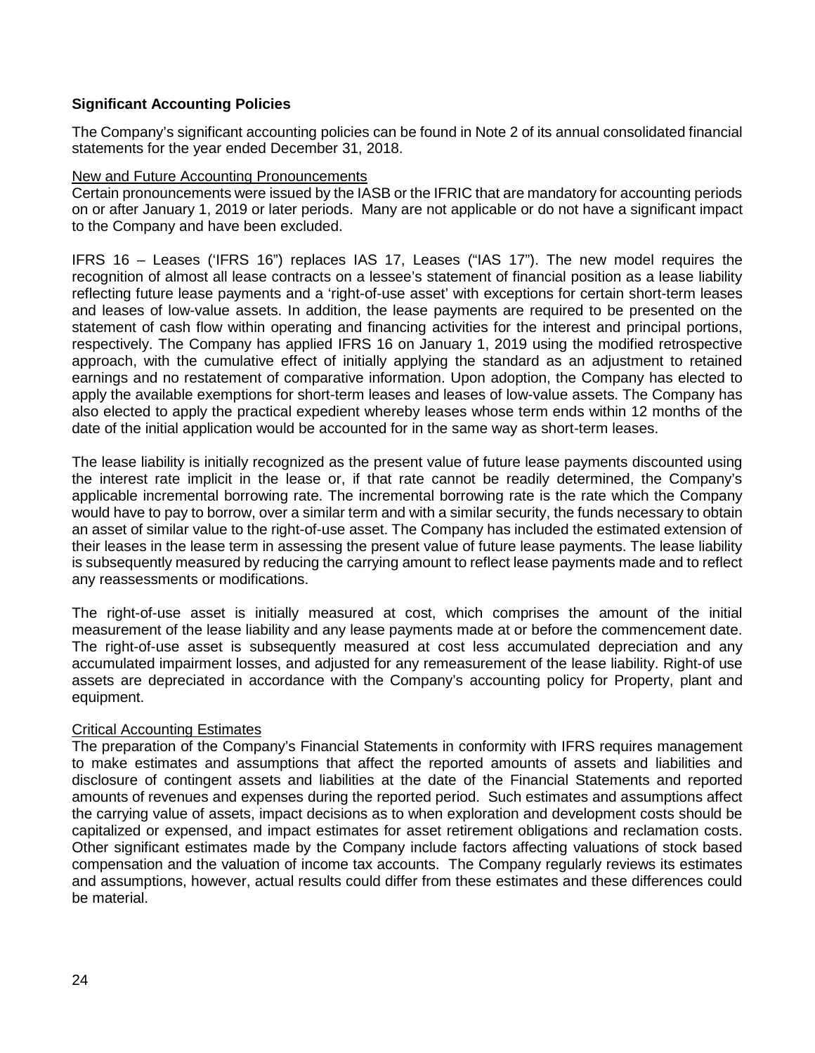**Significant Accounting Policies**

The Company's significant accounting policies can be found in Note 2 of its annual consolidated financial statements for the year ended December 31, 2018.

New and Future Accounting Pronouncements

Certain pronouncements were issued by the IASB or the IFRIC that are mandatory for accounting periods on or after January 1, 2019 or later periods. Many are not applicable or do not have a significant impact to the Company and have been excluded.

IFRS 16 – Leases ('IFRS 16") replaces IAS 17, Leases ("IAS 17"). The new model requires the recognition of almost all lease contracts on a lessee's statement of financial position as a lease liability reflecting future lease payments and a 'right-of-use asset' with exceptions for certain short-term leases and leases of low-value assets. In addition, the lease payments are required to be presented on the statement of cash flow within operating and financing activities for the interest and principal portions, respectively. The Company has applied IFRS 16 on January 1, 2019 using the modified retrospective approach, with the cumulative effect of initially applying the standard as an adjustment to retained earnings and no restatement of comparative information. Upon adoption, the Company has elected to apply the available exemptions for short-term leases and leases of low-value assets. The Company has also elected to apply the practical expedient whereby leases whose term ends within 12 months of the date of the initial application would be accounted for in the same way as short-term leases.

The lease liability is initially recognized as the present value of future lease payments discounted using the interest rate implicit in the lease or, if that rate cannot be readily determined, the Company's applicable incremental borrowing rate. The incremental borrowing rate is the rate which the Company would have to pay to borrow, over a similar term and with a similar security, the funds necessary to obtain an asset of similar value to the right-of-use asset. The Company has included the estimated extension of their leases in the lease term in assessing the present value of future lease payments. The lease liability is subsequently measured by reducing the carrying amount to reflect lease payments made and to reflect any reassessments or modifications.

The right-of-use asset is initially measured at cost, which comprises the amount of the initial measurement of the lease liability and any lease payments made at or before the commencement date. The right-of-use asset is subsequently measured at cost less accumulated depreciation and any accumulated impairment losses, and adjusted for any remeasurement of the lease liability. Right-of use assets are depreciated in accordance with the Company's accounting policy for Property, plant and equipment.

Critical Accounting Estimates

The preparation of the Company's Financial Statements in conformity with IFRS requires management to make estimates and assumptions that affect the reported amounts of assets and liabilities and disclosure of contingent assets and liabilities at the date of the Financial Statements and reported amounts of revenues and expenses during the reported period. Such estimates and assumptions affect the carrying value of assets, impact decisions as to when exploration and development costs should be capitalized or expensed, and impact estimates for asset retirement obligations and reclamation costs. Other significant estimates made by the Company include factors affecting valuations of stock based compensation and the valuation of income tax accounts. The Company regularly reviews its estimates and assumptions, however, actual results could differ from these estimates and these differences could be material.